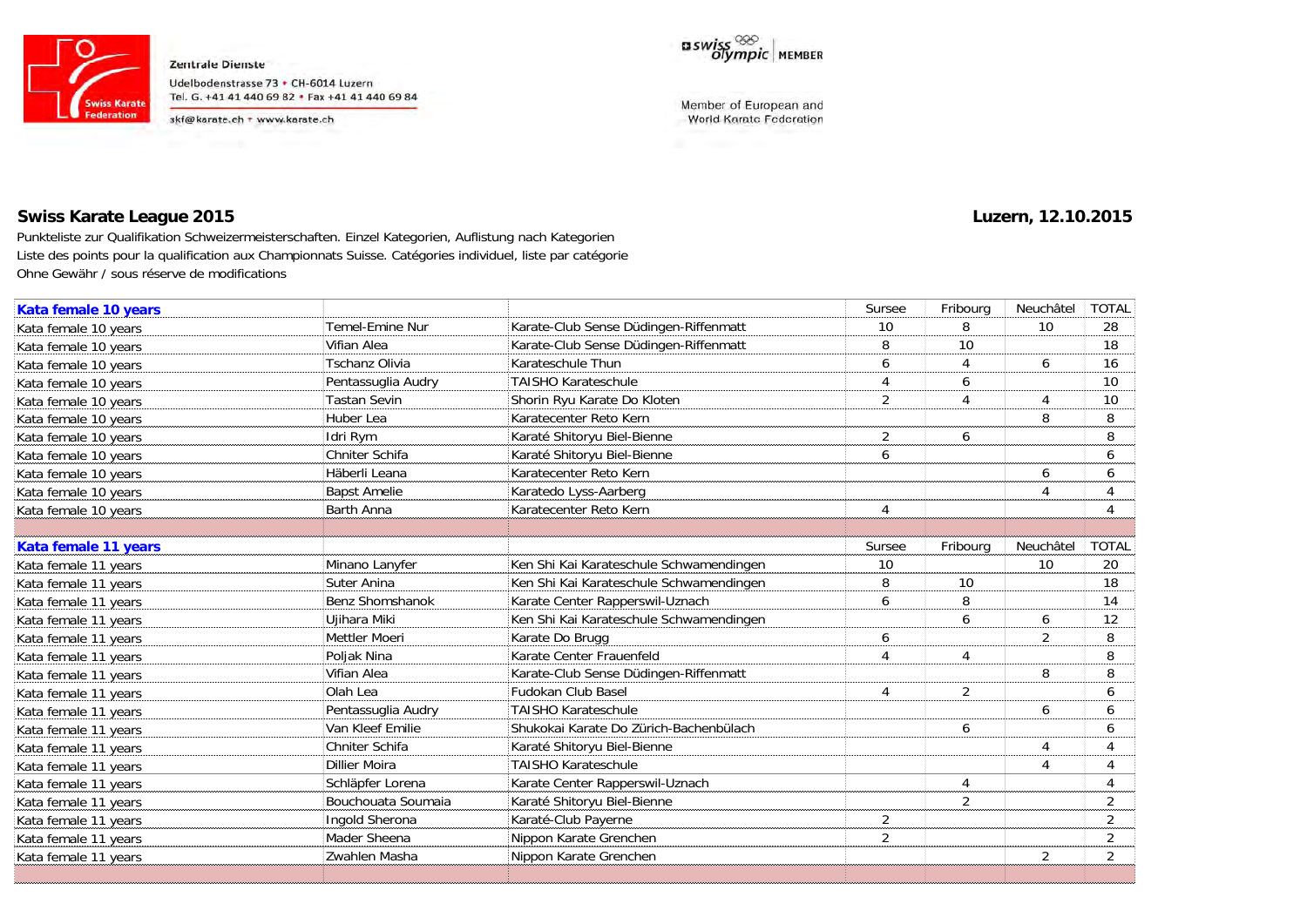Zentrale Dienste
Udelbodenstrasse 73 • CH-6014 Luzern
Tel. G. +41 41 440 69 82 • Fax +41 41 440 69 84
skf@karate.ch • www.karate.ch

swiss olympic MEMBER

Member of European and World Karate Federation

## Swiss Karate League 2015

**Luzern, 12.10.2015**

Punkteliste zur Qualifikation Schweizermeisterschaften. Einzel Kategorien, Auflistung nach Kategorien
Liste des points pour la qualification aux Championnats Suisse. Catégories individuel, liste par catégorie
Ohne Gewähr / sous réserve de modifications

| **Kata female 10 years** | | | Sursee | Fribourg | Neuchâtel | TOTAL |
|---|---|---|---|---|---|---|
| Kata female 10 years | Temel-Emine Nur | Karate-Club Sense Düdingen-Riffenmatt | 10 | 8 | 10 | 28 |
| Kata female 10 years | Vifian Alea | Karate-Club Sense Düdingen-Riffenmatt | 8 | 10 | | 18 |
| Kata female 10 years | Tschanz Olivia | Karateschule Thun | 6 | 4 | 6 | 16 |
| Kata female 10 years | Pentassuglia Audry | TAISHO Karateschule | 4 | 6 | | 10 |
| Kata female 10 years | Tastan Sevin | Shorin Ryu Karate Do Kloten | 2 | 4 | 4 | 10 |
| Kata female 10 years | Huber Lea | Karatecenter Reto Kern | | | 8 | 8 |
| Kata female 10 years | Idri Rym | Karaté Shitoryu Biel-Bienne | 2 | 6 | | 8 |
| Kata female 10 years | Chniter Schifa | Karaté Shitoryu Biel-Bienne | 6 | | | 6 |
| Kata female 10 years | Häberli Leana | Karatecenter Reto Kern | | | 6 | 6 |
| Kata female 10 years | Bapst Amelie | Karatedo Lyss-Aarberg | | | 4 | 4 |
| Kata female 10 years | Barth Anna | Karatecenter Reto Kern | 4 | | | 4 |

| **Kata female 11 years** | | | Sursee | Fribourg | Neuchâtel | TOTAL |
|---|---|---|---|---|---|---|
| Kata female 11 years | Minano Lanyfer | Ken Shi Kai Karateschule Schwamendingen | 10 | | 10 | 20 |
| Kata female 11 years | Suter Anina | Ken Shi Kai Karateschule Schwamendingen | 8 | 10 | | 18 |
| Kata female 11 years | Benz Shomshanok | Karate Center Rapperswil-Uznach | 6 | 8 | | 14 |
| Kata female 11 years | Ujihara Miki | Ken Shi Kai Karateschule Schwamendingen | | 6 | 6 | 12 |
| Kata female 11 years | Mettler Moeri | Karate Do Brugg | 6 | | 2 | 8 |
| Kata female 11 years | Poljak Nina | Karate Center Frauenfeld | 4 | 4 | | 8 |
| Kata female 11 years | Vifian Alea | Karate-Club Sense Düdingen-Riffenmatt | | | 8 | 8 |
| Kata female 11 years | Olah Lea | Fudokan Club Basel | 4 | 2 | | 6 |
| Kata female 11 years | Pentassuglia Audry | TAISHO Karateschule | | | 6 | 6 |
| Kata female 11 years | Van Kleef Emilie | Shukokai Karate Do Zürich-Bachenbülach | | 6 | | 6 |
| Kata female 11 years | Chniter Schifa | Karaté Shitoryu Biel-Bienne | | | 4 | 4 |
| Kata female 11 years | Dillier Moira | TAISHO Karateschule | | | 4 | 4 |
| Kata female 11 years | Schläpfer Lorena | Karate Center Rapperswil-Uznach | | 4 | | 4 |
| Kata female 11 years | Bouchouata Soumaia | Karaté Shitoryu Biel-Bienne | | 2 | | 2 |
| Kata female 11 years | Ingold Sherona | Karaté-Club Payerne | 2 | | | 2 |
| Kata female 11 years | Mader Sheena | Nippon Karate Grenchen | 2 | | | 2 |
| Kata female 11 years | Zwahlen Masha | Nippon Karate Grenchen | | | 2 | 2 |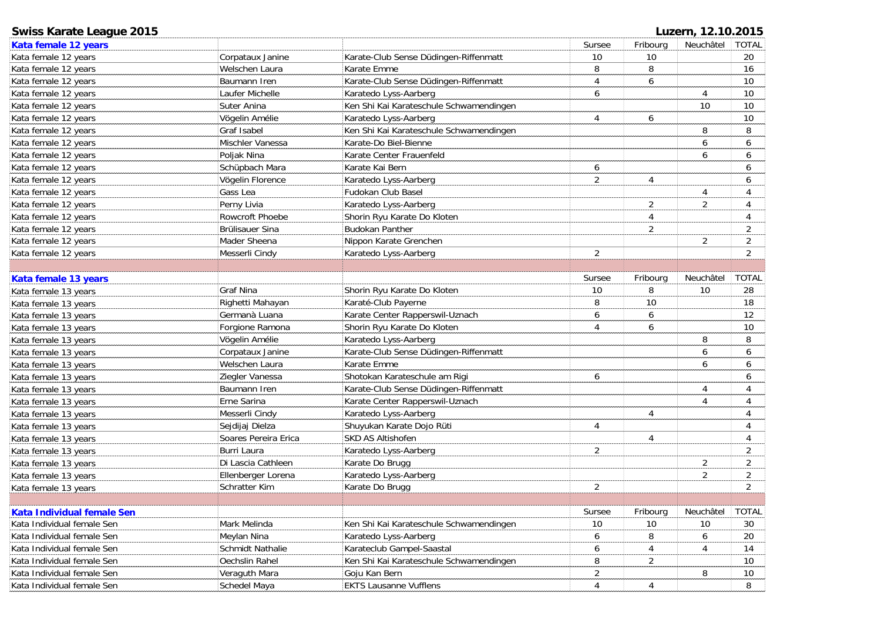**Swiss Karate League 2015** — **Luzern, 12.10.2015**

| Kata female 12 years | | | Sursee | Fribourg | Neuchâtel | TOTAL |
|---|---|---|---|---|---|---|
| Kata female 12 years | Corpataux Janine | Karate-Club Sense Düdingen-Riffenmatt | 10 | 10 | | 20 |
| Kata female 12 years | Welschen Laura | Karate Emme | 8 | 8 | | 16 |
| Kata female 12 years | Baumann Iren | Karate-Club Sense Düdingen-Riffenmatt | 4 | 6 | | 10 |
| Kata female 12 years | Laufer Michelle | Karatedo Lyss-Aarberg | 6 | | 4 | 10 |
| Kata female 12 years | Suter Anina | Ken Shi Kai Karateschule Schwamendingen | | | 10 | 10 |
| Kata female 12 years | Vögelin Amélie | Karatedo Lyss-Aarberg | 4 | 6 | | 10 |
| Kata female 12 years | Graf Isabel | Ken Shi Kai Karateschule Schwamendingen | | | 8 | 8 |
| Kata female 12 years | Mischler Vanessa | Karate-Do Biel-Bienne | | | 6 | 6 |
| Kata female 12 years | Poljak Nina | Karate Center Frauenfeld | | | 6 | 6 |
| Kata female 12 years | Schüpbach Mara | Karate Kai Bern | 6 | | | 6 |
| Kata female 12 years | Vögelin Florence | Karatedo Lyss-Aarberg | 2 | 4 | | 6 |
| Kata female 12 years | Gass Lea | Fudokan Club Basel | | | 4 | 4 |
| Kata female 12 years | Perny Livia | Karatedo Lyss-Aarberg | | 2 | 2 | 4 |
| Kata female 12 years | Rowcroft Phoebe | Shorin Ryu Karate Do Kloten | | 4 | | 4 |
| Kata female 12 years | Brülisauer Sina | Budokan Panther | | 2 | | 2 |
| Kata female 12 years | Mader Sheena | Nippon Karate Grenchen | | | 2 | 2 |
| Kata female 12 years | Messerli Cindy | Karatedo Lyss-Aarberg | 2 | | | 2 |

| Kata female 13 years | | | Sursee | Fribourg | Neuchâtel | TOTAL |
|---|---|---|---|---|---|---|
| Kata female 13 years | Graf Nina | Shorin Ryu Karate Do Kloten | 10 | 8 | 10 | 28 |
| Kata female 13 years | Righetti Mahayan | Karaté-Club Payerne | 8 | 10 | | 18 |
| Kata female 13 years | Germanà Luana | Karate Center Rapperswil-Uznach | 6 | 6 | | 12 |
| Kata female 13 years | Forgione Ramona | Shorin Ryu Karate Do Kloten | 4 | 6 | | 10 |
| Kata female 13 years | Vögelin Amélie | Karatedo Lyss-Aarberg | | | 8 | 8 |
| Kata female 13 years | Corpataux Janine | Karate-Club Sense Düdingen-Riffenmatt | | | 6 | 6 |
| Kata female 13 years | Welschen Laura | Karate Emme | | | 6 | 6 |
| Kata female 13 years | Ziegler Vanessa | Shotokan Karateschule am Rigi | 6 | | | 6 |
| Kata female 13 years | Baumann Iren | Karate-Club Sense Düdingen-Riffenmatt | | | 4 | 4 |
| Kata female 13 years | Erne Sarina | Karate Center Rapperswil-Uznach | | | 4 | 4 |
| Kata female 13 years | Messerli Cindy | Karatedo Lyss-Aarberg | | 4 | | 4 |
| Kata female 13 years | Sejdijaj Dielza | Shuyukan Karate Dojo Rüti | 4 | | | 4 |
| Kata female 13 years | Soares Pereira Erica | SKD AS Altishofen | | 4 | | 4 |
| Kata female 13 years | Burri Laura | Karatedo Lyss-Aarberg | 2 | | | 2 |
| Kata female 13 years | Di Lascia Cathleen | Karate Do Brugg | | | 2 | 2 |
| Kata female 13 years | Ellenberger Lorena | Karatedo Lyss-Aarberg | | | 2 | 2 |
| Kata female 13 years | Schratter Kim | Karate Do Brugg | 2 | | | 2 |

| Kata Individual female Sen | | | Sursee | Fribourg | Neuchâtel | TOTAL |
|---|---|---|---|---|---|---|
| Kata Individual female Sen | Mark Melinda | Ken Shi Kai Karateschule Schwamendingen | 10 | 10 | 10 | 30 |
| Kata Individual female Sen | Meylan Nina | Karatedo Lyss-Aarberg | 6 | 8 | 6 | 20 |
| Kata Individual female Sen | Schmidt Nathalie | Karateclub Gampel-Saastal | 6 | 4 | 4 | 14 |
| Kata Individual female Sen | Oechslin Rahel | Ken Shi Kai Karateschule Schwamendingen | 8 | 2 | | 10 |
| Kata Individual female Sen | Veraguth Mara | Goju Kan Bern | 2 | | 8 | 10 |
| Kata Individual female Sen | Schedel Maya | EKTS Lausanne Vufflens | 4 | 4 | | 8 |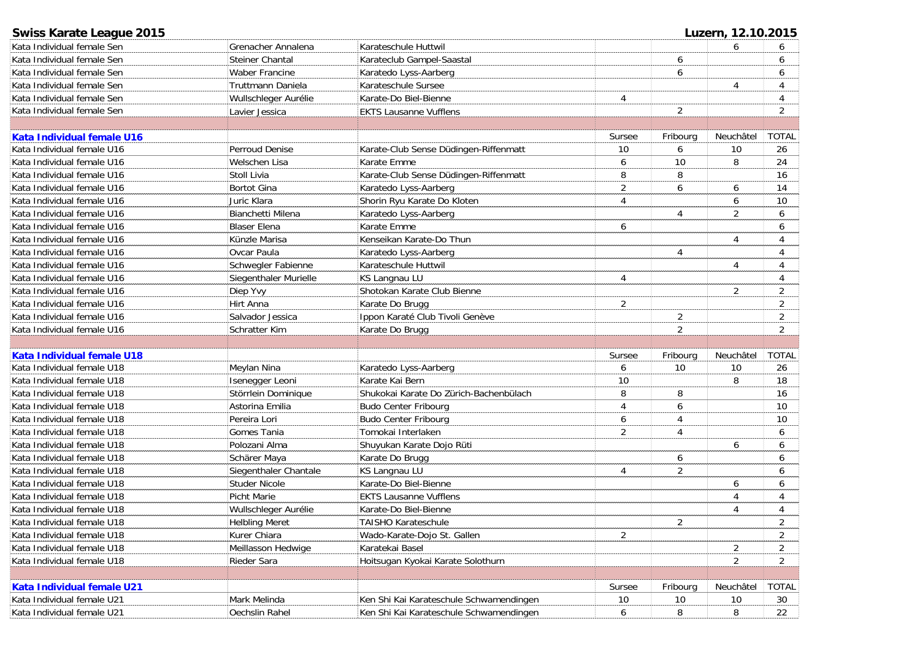| | | | | | | |
|---|---|---|---|---|---|---|
| Kata Individual female Sen | Grenacher Annalena | Karateschule Huttwil | | | 6 | 6 |
| Kata Individual female Sen | Steiner Chantal | Karateclub Gampel-Saastal | | 6 | | 6 |
| Kata Individual female Sen | Waber Francine | Karatedo Lyss-Aarberg | | 6 | | 6 |
| Kata Individual female Sen | Truttmann Daniela | Karateschule Sursee | | | 4 | 4 |
| Kata Individual female Sen | Wullschleger Aurélie | Karate-Do Biel-Bienne | 4 | | | 4 |
| Kata Individual female Sen | Lavier Jessica | EKTS Lausanne Vufflens | | 2 | | 2 |

| **Kata Individual female U16** | | | Sursee | Fribourg | Neuchâtel | TOTAL |
|---|---|---|---|---|---|---|
| Kata Individual female U16 | Perroud Denise | Karate-Club Sense Düdingen-Riffenmatt | 10 | 6 | 10 | 26 |
| Kata Individual female U16 | Welschen Lisa | Karate Emme | 6 | 10 | 8 | 24 |
| Kata Individual female U16 | Stoll Livia | Karate-Club Sense Düdingen-Riffenmatt | 8 | 8 | | 16 |
| Kata Individual female U16 | Bortot Gina | Karatedo Lyss-Aarberg | 2 | 6 | 6 | 14 |
| Kata Individual female U16 | Juric Klara | Shorin Ryu Karate Do Kloten | 4 | | 6 | 10 |
| Kata Individual female U16 | Bianchetti Milena | Karatedo Lyss-Aarberg | | 4 | 2 | 6 |
| Kata Individual female U16 | Blaser Elena | Karate Emme | 6 | | | 6 |
| Kata Individual female U16 | Künzle Marisa | Kenseikan Karate-Do Thun | | | 4 | 4 |
| Kata Individual female U16 | Ovcar Paula | Karatedo Lyss-Aarberg | | 4 | | 4 |
| Kata Individual female U16 | Schwegler Fabienne | Karateschule Huttwil | | | 4 | 4 |
| Kata Individual female U16 | Siegenthaler Murielle | KS Langnau LU | 4 | | | 4 |
| Kata Individual female U16 | Diep Yvy | Shotokan Karate Club Bienne | | | 2 | 2 |
| Kata Individual female U16 | Hirt Anna | Karate Do Brugg | 2 | | | 2 |
| Kata Individual female U16 | Salvador Jessica | Ippon Karaté Club Tivoli Genève | | 2 | | 2 |
| Kata Individual female U16 | Schratter Kim | Karate Do Brugg | | 2 | | 2 |

| **Kata Individual female U18** | | | Sursee | Fribourg | Neuchâtel | TOTAL |
|---|---|---|---|---|---|---|
| Kata Individual female U18 | Meylan Nina | Karatedo Lyss-Aarberg | 6 | 10 | 10 | 26 |
| Kata Individual female U18 | Isenegger Leoni | Karate Kai Bern | 10 | | 8 | 18 |
| Kata Individual female U18 | Störrlein Dominique | Shukokai Karate Do Zürich-Bachenbülach | 8 | 8 | | 16 |
| Kata Individual female U18 | Astorina Emilia | Budo Center Fribourg | 4 | 6 | | 10 |
| Kata Individual female U18 | Pereira Lori | Budo Center Fribourg | 6 | 4 | | 10 |
| Kata Individual female U18 | Gomes Tania | Tomokai Interlaken | 2 | 4 | | 6 |
| Kata Individual female U18 | Polozani Alma | Shuyukan Karate Dojo Rüti | | | 6 | 6 |
| Kata Individual female U18 | Schärer Maya | Karate Do Brugg | | 6 | | 6 |
| Kata Individual female U18 | Siegenthaler Chantale | KS Langnau LU | 4 | 2 | | 6 |
| Kata Individual female U18 | Studer Nicole | Karate-Do Biel-Bienne | | | 6 | 6 |
| Kata Individual female U18 | Picht Marie | EKTS Lausanne Vufflens | | | 4 | 4 |
| Kata Individual female U18 | Wullschleger Aurélie | Karate-Do Biel-Bienne | | | 4 | 4 |
| Kata Individual female U18 | Helbling Meret | TAISHO Karateschule | | 2 | | 2 |
| Kata Individual female U18 | Kurer Chiara | Wado-Karate-Dojo St. Gallen | 2 | | | 2 |
| Kata Individual female U18 | Meillasson Hedwige | Karatekai Basel | | | 2 | 2 |
| Kata Individual female U18 | Rieder Sara | Hoitsugan Kyokai Karate Solothurn | | | 2 | 2 |

| **Kata Individual female U21** | | | Sursee | Fribourg | Neuchâtel | TOTAL |
|---|---|---|---|---|---|---|
| Kata Individual female U21 | Mark Melinda | Ken Shi Kai Karateschule Schwamendingen | 10 | 10 | 10 | 30 |
| Kata Individual female U21 | Oechslin Rahel | Ken Shi Kai Karateschule Schwamendingen | 6 | 8 | 8 | 22 |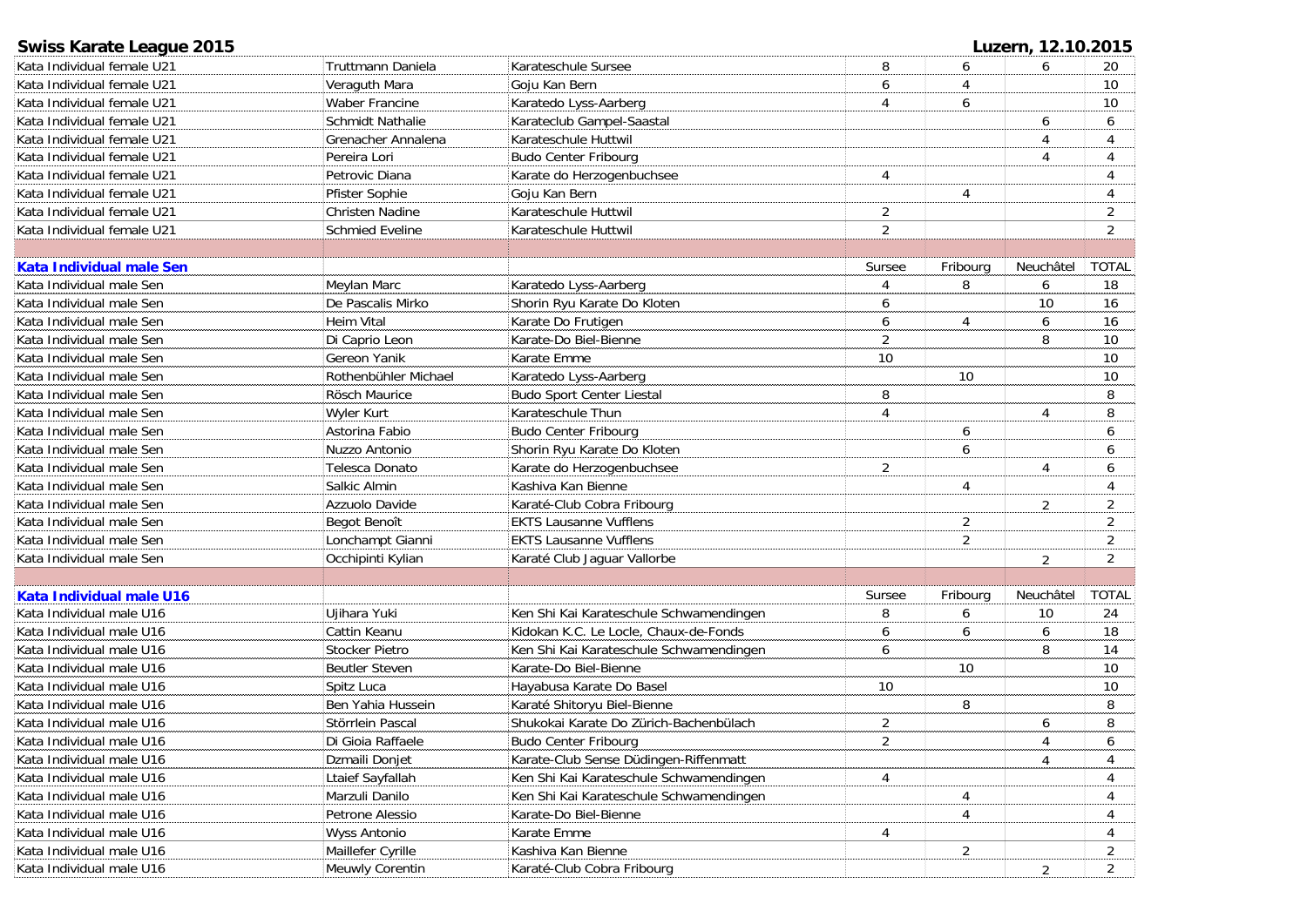**Swiss Karate League 2015** — **Luzern, 12.10.2015**

| | | | | | | |
|---|---|---|---|---|---|---|
| Kata Individual female U21 | Truttmann Daniela | Karateschule Sursee | 8 | 6 | 6 | 20 |
| Kata Individual female U21 | Veraguth Mara | Goju Kan Bern | 6 | 4 | | 10 |
| Kata Individual female U21 | Waber Francine | Karatedo Lyss-Aarberg | 4 | 6 | | 10 |
| Kata Individual female U21 | Schmidt Nathalie | Karateclub Gampel-Saastal | | | 6 | 6 |
| Kata Individual female U21 | Grenacher Annalena | Karateschule Huttwil | | | 4 | 4 |
| Kata Individual female U21 | Pereira Lori | Budo Center Fribourg | | | 4 | 4 |
| Kata Individual female U21 | Petrovic Diana | Karate do Herzogenbuchsee | 4 | | | 4 |
| Kata Individual female U21 | Pfister Sophie | Goju Kan Bern | | 4 | | 4 |
| Kata Individual female U21 | Christen Nadine | Karateschule Huttwil | 2 | | | 2 |
| Kata Individual female U21 | Schmied Eveline | Karateschule Huttwil | 2 | | | 2 |

| **Kata Individual male Sen** | | | Sursee | Fribourg | Neuchâtel | TOTAL |
|---|---|---|---|---|---|---|
| Kata Individual male Sen | Meylan Marc | Karatedo Lyss-Aarberg | 4 | 8 | 6 | 18 |
| Kata Individual male Sen | De Pascalis Mirko | Shorin Ryu Karate Do Kloten | 6 | | 10 | 16 |
| Kata Individual male Sen | Heim Vital | Karate Do Frutigen | 6 | 4 | 6 | 16 |
| Kata Individual male Sen | Di Caprio Leon | Karate-Do Biel-Bienne | 2 | | 8 | 10 |
| Kata Individual male Sen | Gereon Yanik | Karate Emme | 10 | | | 10 |
| Kata Individual male Sen | Rothenbühler Michael | Karatedo Lyss-Aarberg | | 10 | | 10 |
| Kata Individual male Sen | Rösch Maurice | Budo Sport Center Liestal | 8 | | | 8 |
| Kata Individual male Sen | Wyler Kurt | Karateschule Thun | 4 | | 4 | 8 |
| Kata Individual male Sen | Astorina Fabio | Budo Center Fribourg | | 6 | | 6 |
| Kata Individual male Sen | Nuzzo Antonio | Shorin Ryu Karate Do Kloten | | 6 | | 6 |
| Kata Individual male Sen | Telesca Donato | Karate do Herzogenbuchsee | 2 | | 4 | 6 |
| Kata Individual male Sen | Salkic Almin | Kashiva Kan Bienne | | 4 | | 4 |
| Kata Individual male Sen | Azzuolo Davide | Karaté-Club Cobra Fribourg | | | 2 | 2 |
| Kata Individual male Sen | Begot Benoît | EKTS Lausanne Vufflens | | 2 | | 2 |
| Kata Individual male Sen | Lonchampt Gianni | EKTS Lausanne Vufflens | | 2 | | 2 |
| Kata Individual male Sen | Occhipinti Kylian | Karaté Club Jaguar Vallorbe | | | 2 | 2 |

| **Kata Individual male U16** | | | Sursee | Fribourg | Neuchâtel | TOTAL |
|---|---|---|---|---|---|---|
| Kata Individual male U16 | Ujihara Yuki | Ken Shi Kai Karateschule Schwamendingen | 8 | 6 | 10 | 24 |
| Kata Individual male U16 | Cattin Keanu | Kidokan K.C. Le Locle, Chaux-de-Fonds | 6 | 6 | 6 | 18 |
| Kata Individual male U16 | Stocker Pietro | Ken Shi Kai Karateschule Schwamendingen | 6 | | 8 | 14 |
| Kata Individual male U16 | Beutler Steven | Karate-Do Biel-Bienne | | 10 | | 10 |
| Kata Individual male U16 | Spitz Luca | Hayabusa Karate Do Basel | 10 | | | 10 |
| Kata Individual male U16 | Ben Yahia Hussein | Karaté Shitoryu Biel-Bienne | | 8 | | 8 |
| Kata Individual male U16 | Störrlein Pascal | Shukokai Karate Do Zürich-Bachenbülach | 2 | | 6 | 8 |
| Kata Individual male U16 | Di Gioia Raffaele | Budo Center Fribourg | 2 | | 4 | 6 |
| Kata Individual male U16 | Dzmaili Donjet | Karate-Club Sense Düdingen-Riffenmatt | | | 4 | 4 |
| Kata Individual male U16 | Ltaief Sayfallah | Ken Shi Kai Karateschule Schwamendingen | 4 | | | 4 |
| Kata Individual male U16 | Marzuli Danilo | Ken Shi Kai Karateschule Schwamendingen | | 4 | | 4 |
| Kata Individual male U16 | Petrone Alessio | Karate-Do Biel-Bienne | | 4 | | 4 |
| Kata Individual male U16 | Wyss Antonio | Karate Emme | 4 | | | 4 |
| Kata Individual male U16 | Maillefer Cyrille | Kashiva Kan Bienne | | 2 | | 2 |
| Kata Individual male U16 | Meuwly Corentin | Karaté-Club Cobra Fribourg | | | 2 | 2 |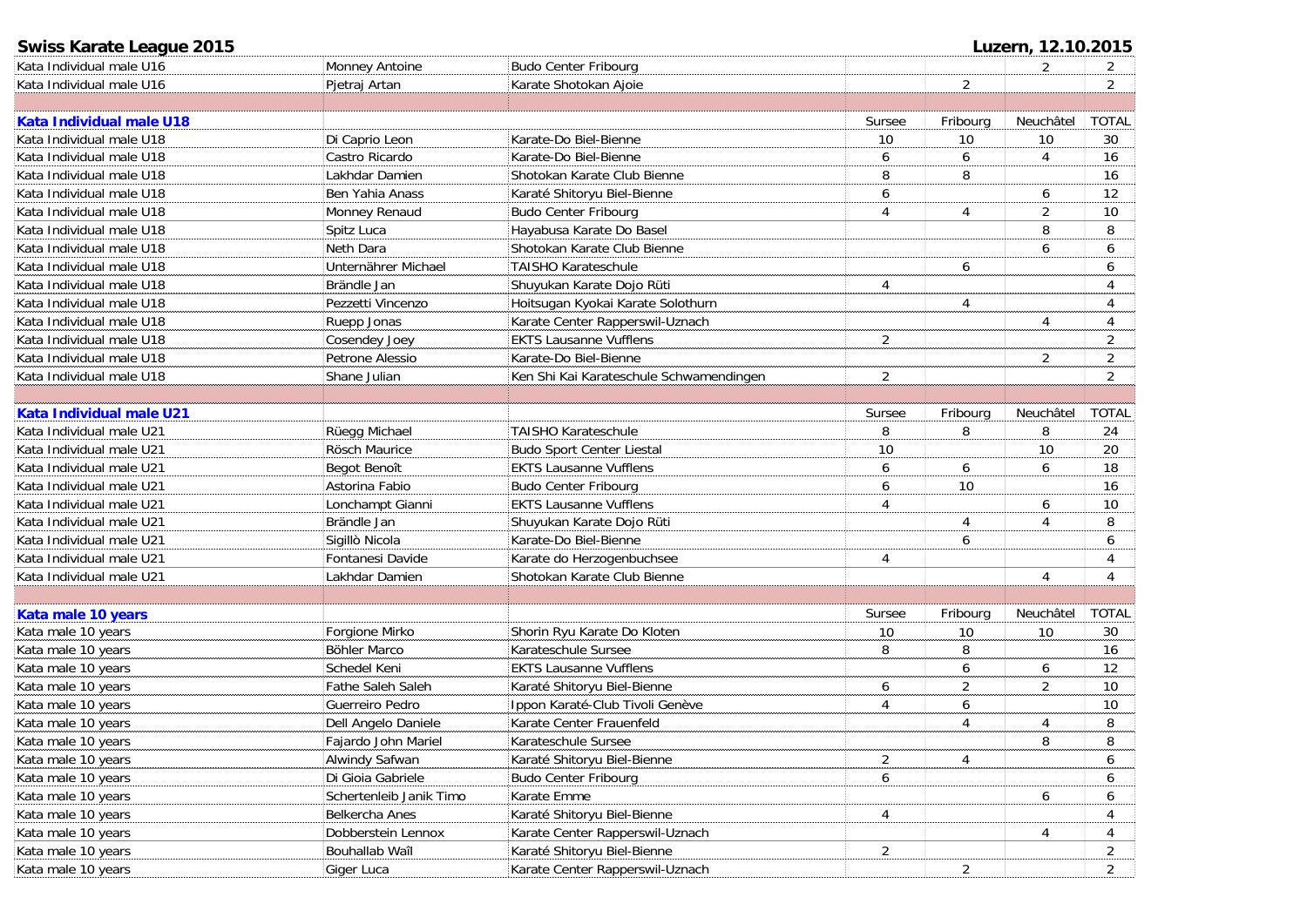**Swiss Karate League 2015** — **Luzern, 12.10.2015**

| | | | | | | |
|---|---|---|---|---|---|---|
| Kata Individual male U16 | Monney Antoine | Budo Center Fribourg | | | 2 | 2 |
| Kata Individual male U16 | Pjetraj Artan | Karate Shotokan Ajoie | | 2 | | 2 |

| **Kata Individual male U18** | | | Sursee | Fribourg | Neuchâtel | TOTAL |
|---|---|---|---|---|---|---|
| Kata Individual male U18 | Di Caprio Leon | Karate-Do Biel-Bienne | 10 | 10 | 10 | 30 |
| Kata Individual male U18 | Castro Ricardo | Karate-Do Biel-Bienne | 6 | 6 | 4 | 16 |
| Kata Individual male U18 | Lakhdar Damien | Shotokan Karate Club Bienne | 8 | 8 | | 16 |
| Kata Individual male U18 | Ben Yahia Anass | Karaté Shitoryu Biel-Bienne | 6 | | 6 | 12 |
| Kata Individual male U18 | Monney Renaud | Budo Center Fribourg | 4 | 4 | 2 | 10 |
| Kata Individual male U18 | Spitz Luca | Hayabusa Karate Do Basel | | | 8 | 8 |
| Kata Individual male U18 | Neth Dara | Shotokan Karate Club Bienne | | | 6 | 6 |
| Kata Individual male U18 | Unternährer Michael | TAISHO Karateschule | | 6 | | 6 |
| Kata Individual male U18 | Brändle Jan | Shuyukan Karate Dojo Rüti | 4 | | | 4 |
| Kata Individual male U18 | Pezzetti Vincenzo | Hoitsugan Kyokai Karate Solothurn | | 4 | | 4 |
| Kata Individual male U18 | Ruepp Jonas | Karate Center Rapperswil-Uznach | | | 4 | 4 |
| Kata Individual male U18 | Cosendey Joey | EKTS Lausanne Vufflens | 2 | | | 2 |
| Kata Individual male U18 | Petrone Alessio | Karate-Do Biel-Bienne | | | 2 | 2 |
| Kata Individual male U18 | Shane Julian | Ken Shi Kai Karateschule Schwamendingen | 2 | | | 2 |

| **Kata Individual male U21** | | | Sursee | Fribourg | Neuchâtel | TOTAL |
|---|---|---|---|---|---|---|
| Kata Individual male U21 | Rüegg Michael | TAISHO Karateschule | 8 | 8 | 8 | 24 |
| Kata Individual male U21 | Rösch Maurice | Budo Sport Center Liestal | 10 | | 10 | 20 |
| Kata Individual male U21 | Begot Benoît | EKTS Lausanne Vufflens | 6 | 6 | 6 | 18 |
| Kata Individual male U21 | Astorina Fabio | Budo Center Fribourg | 6 | 10 | | 16 |
| Kata Individual male U21 | Lonchampt Gianni | EKTS Lausanne Vufflens | 4 | | 6 | 10 |
| Kata Individual male U21 | Brändle Jan | Shuyukan Karate Dojo Rüti | | 4 | 4 | 8 |
| Kata Individual male U21 | Sigillò Nicola | Karate-Do Biel-Bienne | | 6 | | 6 |
| Kata Individual male U21 | Fontanesi Davide | Karate do Herzogenbuchsee | 4 | | | 4 |
| Kata Individual male U21 | Lakhdar Damien | Shotokan Karate Club Bienne | | | 4 | 4 |

| **Kata male 10 years** | | | Sursee | Fribourg | Neuchâtel | TOTAL |
|---|---|---|---|---|---|---|
| Kata male 10 years | Forgione Mirko | Shorin Ryu Karate Do Kloten | 10 | 10 | 10 | 30 |
| Kata male 10 years | Böhler Marco | Karateschule Sursee | 8 | 8 | | 16 |
| Kata male 10 years | Schedel Keni | EKTS Lausanne Vufflens | | 6 | 6 | 12 |
| Kata male 10 years | Fathe Saleh Saleh | Karaté Shitoryu Biel-Bienne | 6 | 2 | 2 | 10 |
| Kata male 10 years | Guerreiro Pedro | Ippon Karaté-Club Tivoli Genève | 4 | 6 | | 10 |
| Kata male 10 years | Dell Angelo Daniele | Karate Center Frauenfeld | | 4 | 4 | 8 |
| Kata male 10 years | Fajardo John Mariel | Karateschule Sursee | | | 8 | 8 |
| Kata male 10 years | Alwindy Safwan | Karaté Shitoryu Biel-Bienne | 2 | 4 | | 6 |
| Kata male 10 years | Di Gioia Gabriele | Budo Center Fribourg | 6 | | | 6 |
| Kata male 10 years | Schertenleib Janik Timo | Karate Emme | | | 6 | 6 |
| Kata male 10 years | Belkercha Anes | Karaté Shitoryu Biel-Bienne | 4 | | | 4 |
| Kata male 10 years | Dobberstein Lennox | Karate Center Rapperswil-Uznach | | | 4 | 4 |
| Kata male 10 years | Bouhallab Waîl | Karaté Shitoryu Biel-Bienne | 2 | | | 2 |
| Kata male 10 years | Giger Luca | Karate Center Rapperswil-Uznach | | 2 | | 2 |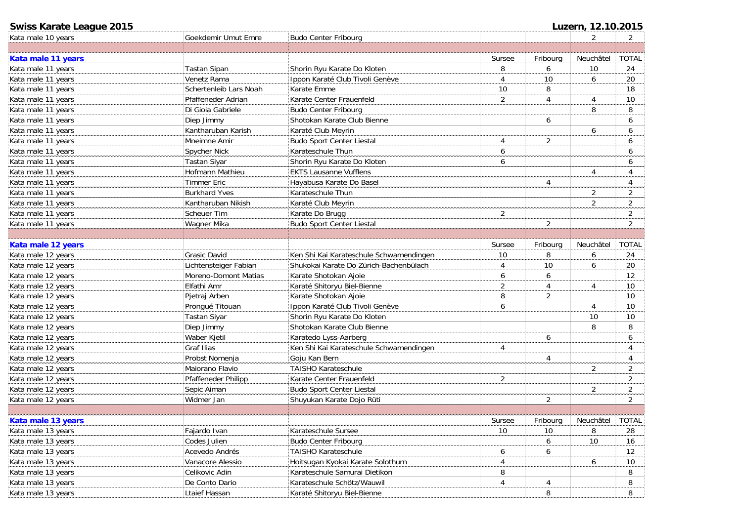**Swiss Karate League 2015** — **Luzern, 12.10.2015**

| | | | Sursee | Fribourg | Neuchâtel | TOTAL |
|---|---|---|---|---|---|---|
| Kata male 10 years | Goekdemir Umut Emre | Budo Center Fribourg | | | 2 | 2 |
| | | | | | | |
| **Kata male 11 years** | | | Sursee | Fribourg | Neuchâtel | TOTAL |
| Kata male 11 years | Tastan Sipan | Shorin Ryu Karate Do Kloten | 8 | 6 | 10 | 24 |
| Kata male 11 years | Venetz Rama | Ippon Karaté Club Tivoli Genève | 4 | 10 | 6 | 20 |
| Kata male 11 years | Schertenleib Lars Noah | Karate Emme | 10 | 8 | | 18 |
| Kata male 11 years | Pfaffeneder Adrian | Karate Center Frauenfeld | 2 | 4 | 4 | 10 |
| Kata male 11 years | Di Gioia Gabriele | Budo Center Fribourg | | | 8 | 8 |
| Kata male 11 years | Diep Jimmy | Shotokan Karate Club Bienne | | 6 | | 6 |
| Kata male 11 years | Kantharuban Karish | Karaté Club Meyrin | | | 6 | 6 |
| Kata male 11 years | Mneimne Amir | Budo Sport Center Liestal | 4 | 2 | | 6 |
| Kata male 11 years | Spycher Nick | Karateschule Thun | 6 | | | 6 |
| Kata male 11 years | Tastan Siyar | Shorin Ryu Karate Do Kloten | 6 | | | 6 |
| Kata male 11 years | Hofmann Mathieu | EKTS Lausanne Vufflens | | | 4 | 4 |
| Kata male 11 years | Timmer Eric | Hayabusa Karate Do Basel | | 4 | | 4 |
| Kata male 11 years | Burkhard Yves | Karateschule Thun | | | 2 | 2 |
| Kata male 11 years | Kantharuban Nikish | Karaté Club Meyrin | | | 2 | 2 |
| Kata male 11 years | Scheuer Tim | Karate Do Brugg | 2 | | | 2 |
| Kata male 11 years | Wagner Mika | Budo Sport Center Liestal | | 2 | | 2 |
| | | | | | | |
| **Kata male 12 years** | | | Sursee | Fribourg | Neuchâtel | TOTAL |
| Kata male 12 years | Grasic David | Ken Shi Kai Karateschule Schwamendingen | 10 | 8 | 6 | 24 |
| Kata male 12 years | Lichtensteiger Fabian | Shukokai Karate Do Zürich-Bachenbülach | 4 | 10 | 6 | 20 |
| Kata male 12 years | Moreno-Domont Matias | Karate Shotokan Ajoie | 6 | 6 | | 12 |
| Kata male 12 years | Elfathi Amr | Karaté Shitoryu Biel-Bienne | 2 | 4 | 4 | 10 |
| Kata male 12 years | Pjetraj Arben | Karate Shotokan Ajoie | 8 | 2 | | 10 |
| Kata male 12 years | Prongué Titouan | Ippon Karaté Club Tivoli Genève | 6 | | 4 | 10 |
| Kata male 12 years | Tastan Siyar | Shorin Ryu Karate Do Kloten | | | 10 | 10 |
| Kata male 12 years | Diep Jimmy | Shotokan Karate Club Bienne | | | 8 | 8 |
| Kata male 12 years | Waber Kjetil | Karatedo Lyss-Aarberg | | 6 | | 6 |
| Kata male 12 years | Graf Ilias | Ken Shi Kai Karateschule Schwamendingen | 4 | | | 4 |
| Kata male 12 years | Probst Nomenja | Goju Kan Bern | | 4 | | 4 |
| Kata male 12 years | Maiorano Flavio | TAISHO Karateschule | | | 2 | 2 |
| Kata male 12 years | Pfaffeneder Philipp | Karate Center Frauenfeld | 2 | | | 2 |
| Kata male 12 years | Sepic Aiman | Budo Sport Center Liestal | | | 2 | 2 |
| Kata male 12 years | Widmer Jan | Shuyukan Karate Dojo Rüti | | 2 | | 2 |
| | | | | | | |
| **Kata male 13 years** | | | Sursee | Fribourg | Neuchâtel | TOTAL |
| Kata male 13 years | Fajardo Ivan | Karateschule Sursee | 10 | 10 | 8 | 28 |
| Kata male 13 years | Codes Julien | Budo Center Fribourg | | 6 | 10 | 16 |
| Kata male 13 years | Acevedo Andrés | TAISHO Karateschule | 6 | 6 | | 12 |
| Kata male 13 years | Vanacore Alessio | Hoitsugan Kyokai Karate Solothurn | 4 | | 6 | 10 |
| Kata male 13 years | Celikovic Adin | Karateschule Samurai Dietikon | 8 | | | 8 |
| Kata male 13 years | De Conto Dario | Karateschule Schötz/Wauwil | 4 | 4 | | 8 |
| Kata male 13 years | Ltaief Hassan | Karaté Shitoryu Biel-Bienne | | 8 | | 8 |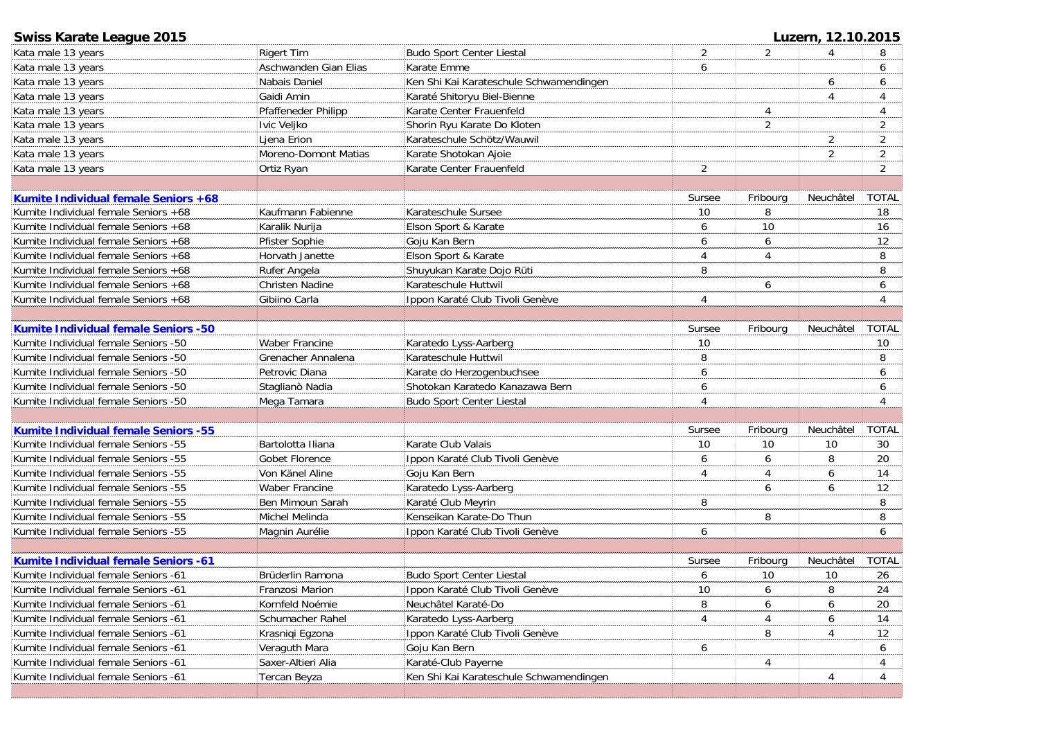## Swiss Karate League 2015

**Luzern, 12.10.2015**

| | | | | | | |
|---|---|---|---|---|---|---|
| Kata male 13 years | Rigert Tim | Budo Sport Center Liestal | 2 | 2 | 4 | 8 |
| Kata male 13 years | Aschwanden Gian Elias | Karate Emme | 6 | | | 6 |
| Kata male 13 years | Nabais Daniel | Ken Shi Kai Karateschule Schwamendingen | | | 6 | 6 |
| Kata male 13 years | Gaidi Amin | Karaté Shitoryu Biel-Bienne | | | 4 | 4 |
| Kata male 13 years | Pfaffeneder Philipp | Karate Center Frauenfeld | | 4 | | 4 |
| Kata male 13 years | Ivic Veljko | Shorin Ryu Karate Do Kloten | | 2 | | 2 |
| Kata male 13 years | Ljena Erion | Karateschule Schötz/Wauwil | | | 2 | 2 |
| Kata male 13 years | Moreno-Domont Matias | Karate Shotokan Ajoie | | | 2 | 2 |
| Kata male 13 years | Ortiz Ryan | Karate Center Frauenfeld | 2 | | | 2 |

| **Kumite Individual female Seniors +68** | | | Sursee | Fribourg | Neuchâtel | TOTAL |
|---|---|---|---|---|---|---|
| Kumite Individual female Seniors +68 | Kaufmann Fabienne | Karateschule Sursee | 10 | 8 | | 18 |
| Kumite Individual female Seniors +68 | Karalik Nurija | Elson Sport & Karate | 6 | 10 | | 16 |
| Kumite Individual female Seniors +68 | Pfister Sophie | Goju Kan Bern | 6 | 6 | | 12 |
| Kumite Individual female Seniors +68 | Horvath Janette | Elson Sport & Karate | 4 | 4 | | 8 |
| Kumite Individual female Seniors +68 | Rufer Angela | Shuyukan Karate Dojo Rüti | 8 | | | 8 |
| Kumite Individual female Seniors +68 | Christen Nadine | Karateschule Huttwil | | 6 | | 6 |
| Kumite Individual female Seniors +68 | Gibiino Carla | Ippon Karaté Club Tivoli Genève | 4 | | | 4 |

| **Kumite Individual female Seniors -50** | | | Sursee | Fribourg | Neuchâtel | TOTAL |
|---|---|---|---|---|---|---|
| Kumite Individual female Seniors -50 | Waber Francine | Karatedo Lyss-Aarberg | 10 | | | 10 |
| Kumite Individual female Seniors -50 | Grenacher Annalena | Karateschule Huttwil | 8 | | | 8 |
| Kumite Individual female Seniors -50 | Petrovic Diana | Karate do Herzogenbuchsee | 6 | | | 6 |
| Kumite Individual female Seniors -50 | Staglianò Nadia | Shotokan Karatedo Kanazawa Bern | 6 | | | 6 |
| Kumite Individual female Seniors -50 | Mega Tamara | Budo Sport Center Liestal | 4 | | | 4 |

| **Kumite Individual female Seniors -55** | | | Sursee | Fribourg | Neuchâtel | TOTAL |
|---|---|---|---|---|---|---|
| Kumite Individual female Seniors -55 | Bartolotta Iliana | Karate Club Valais | 10 | 10 | 10 | 30 |
| Kumite Individual female Seniors -55 | Gobet Florence | Ippon Karaté Club Tivoli Genève | 6 | 6 | 8 | 20 |
| Kumite Individual female Seniors -55 | Von Känel Aline | Goju Kan Bern | 4 | 4 | 6 | 14 |
| Kumite Individual female Seniors -55 | Waber Francine | Karatedo Lyss-Aarberg | | 6 | 6 | 12 |
| Kumite Individual female Seniors -55 | Ben Mimoun Sarah | Karaté Club Meyrin | 8 | | | 8 |
| Kumite Individual female Seniors -55 | Michel Melinda | Kenseikan Karate-Do Thun | | 8 | | 8 |
| Kumite Individual female Seniors -55 | Magnin Aurélie | Ippon Karaté Club Tivoli Genève | 6 | | | 6 |

| **Kumite Individual female Seniors -61** | | | Sursee | Fribourg | Neuchâtel | TOTAL |
|---|---|---|---|---|---|---|
| Kumite Individual female Seniors -61 | Brüderlin Ramona | Budo Sport Center Liestal | 6 | 10 | 10 | 26 |
| Kumite Individual female Seniors -61 | Franzosi Marion | Ippon Karaté Club Tivoli Genève | 10 | 6 | 8 | 24 |
| Kumite Individual female Seniors -61 | Kornfeld Noémie | Neuchâtel Karaté-Do | 8 | 6 | 6 | 20 |
| Kumite Individual female Seniors -61 | Schumacher Rahel | Karatedo Lyss-Aarberg | 4 | 4 | 6 | 14 |
| Kumite Individual female Seniors -61 | Krasniqi Egzona | Ippon Karaté Club Tivoli Genève | | 8 | 4 | 12 |
| Kumite Individual female Seniors -61 | Veraguth Mara | Goju Kan Bern | 6 | | | 6 |
| Kumite Individual female Seniors -61 | Saxer-Altieri Alia | Karaté-Club Payerne | | 4 | | 4 |
| Kumite Individual female Seniors -61 | Tercan Beyza | Ken Shi Kai Karateschule Schwamendingen | | | 4 | 4 |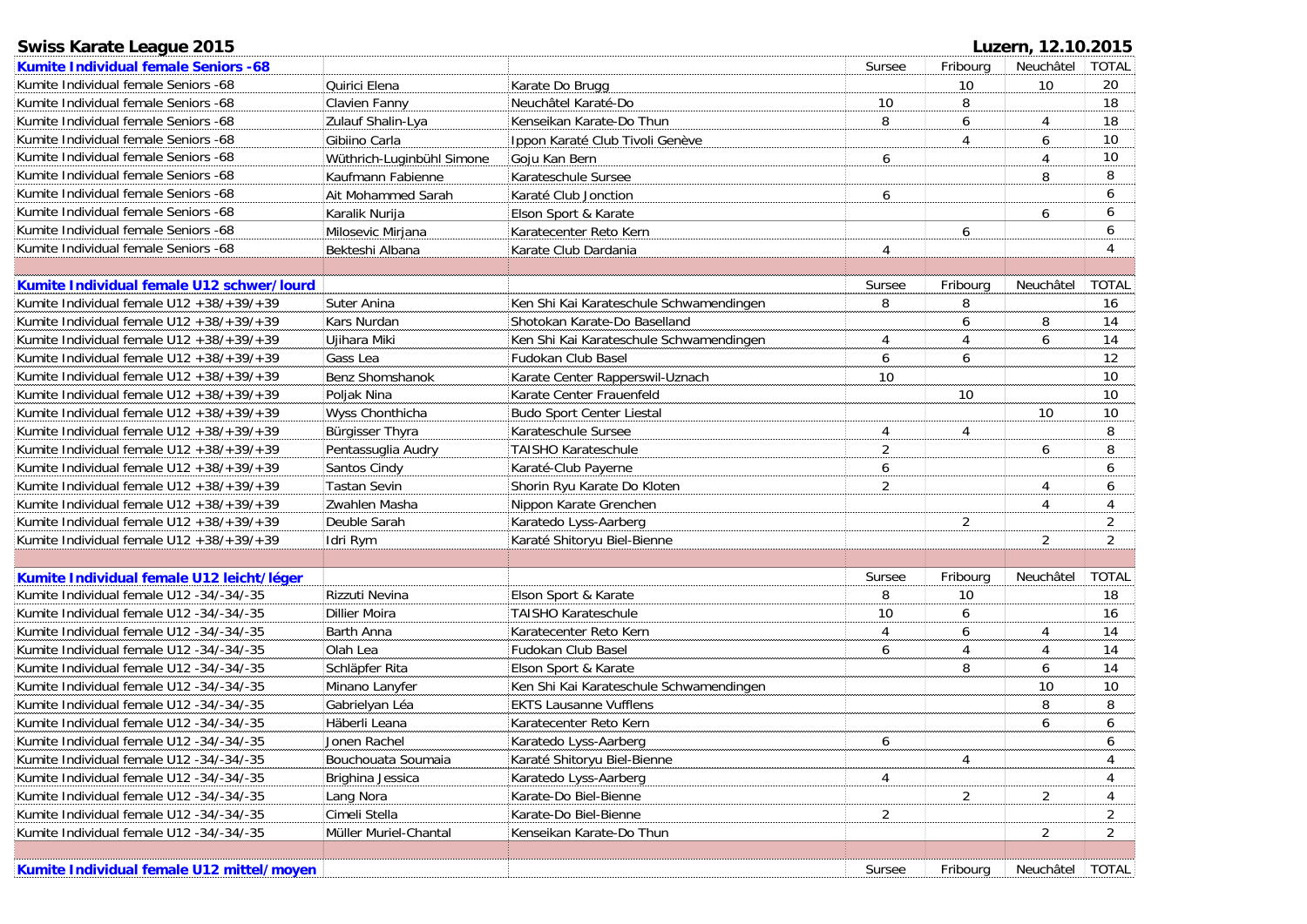**Swiss Karate League 2015** — **Luzern, 12.10.2015**

| **Kumite Individual female Seniors -68** | | | Sursee | Fribourg | Neuchâtel | TOTAL |
|---|---|---|---|---|---|---|
| Kumite Individual female Seniors -68 | Quirici Elena | Karate Do Brugg | | 10 | 10 | 20 |
| Kumite Individual female Seniors -68 | Clavien Fanny | Neuchâtel Karaté-Do | 10 | 8 | | 18 |
| Kumite Individual female Seniors -68 | Zulauf Shalin-Lya | Kenseikan Karate-Do Thun | 8 | 6 | 4 | 18 |
| Kumite Individual female Seniors -68 | Gibiino Carla | Ippon Karaté Club Tivoli Genève | | 4 | 6 | 10 |
| Kumite Individual female Seniors -68 | Wüthrich-Luginbühl Simone | Goju Kan Bern | 6 | | 4 | 10 |
| Kumite Individual female Seniors -68 | Kaufmann Fabienne | Karateschule Sursee | | | 8 | 8 |
| Kumite Individual female Seniors -68 | Ait Mohammed Sarah | Karaté Club Jonction | 6 | | | 6 |
| Kumite Individual female Seniors -68 | Karalik Nurija | Elson Sport & Karate | | | 6 | 6 |
| Kumite Individual female Seniors -68 | Milosevic Mirjana | Karatecenter Reto Kern | | 6 | | 6 |
| Kumite Individual female Seniors -68 | Bekteshi Albana | Karate Club Dardania | 4 | | | 4 |

| **Kumite Individual female U12 schwer/lourd** | | | Sursee | Fribourg | Neuchâtel | TOTAL |
|---|---|---|---|---|---|---|
| Kumite Individual female U12 +38/+39/+39 | Suter Anina | Ken Shi Kai Karateschule Schwamendingen | 8 | 8 | | 16 |
| Kumite Individual female U12 +38/+39/+39 | Kars Nurdan | Shotokan Karate-Do Baselland | | 6 | 8 | 14 |
| Kumite Individual female U12 +38/+39/+39 | Ujihara Miki | Ken Shi Kai Karateschule Schwamendingen | 4 | 4 | 6 | 14 |
| Kumite Individual female U12 +38/+39/+39 | Gass Lea | Fudokan Club Basel | 6 | 6 | | 12 |
| Kumite Individual female U12 +38/+39/+39 | Benz Shomshanok | Karate Center Rapperswil-Uznach | 10 | | | 10 |
| Kumite Individual female U12 +38/+39/+39 | Poljak Nina | Karate Center Frauenfeld | | 10 | | 10 |
| Kumite Individual female U12 +38/+39/+39 | Wyss Chonthicha | Budo Sport Center Liestal | | | 10 | 10 |
| Kumite Individual female U12 +38/+39/+39 | Bürgisser Thyra | Karateschule Sursee | 4 | 4 | | 8 |
| Kumite Individual female U12 +38/+39/+39 | Pentassuglia Audry | TAISHO Karateschule | 2 | | 6 | 8 |
| Kumite Individual female U12 +38/+39/+39 | Santos Cindy | Karaté-Club Payerne | 6 | | | 6 |
| Kumite Individual female U12 +38/+39/+39 | Tastan Sevin | Shorin Ryu Karate Do Kloten | 2 | | 4 | 6 |
| Kumite Individual female U12 +38/+39/+39 | Zwahlen Masha | Nippon Karate Grenchen | | | 4 | 4 |
| Kumite Individual female U12 +38/+39/+39 | Deuble Sarah | Karatedo Lyss-Aarberg | | 2 | | 2 |
| Kumite Individual female U12 +38/+39/+39 | Idri Rym | Karaté Shitoryu Biel-Bienne | | | 2 | 2 |

| **Kumite Individual female U12 leicht/léger** | | | Sursee | Fribourg | Neuchâtel | TOTAL |
|---|---|---|---|---|---|---|
| Kumite Individual female U12 -34/-34/-35 | Rizzuti Nevina | Elson Sport & Karate | 8 | 10 | | 18 |
| Kumite Individual female U12 -34/-34/-35 | Dillier Moira | TAISHO Karateschule | 10 | 6 | | 16 |
| Kumite Individual female U12 -34/-34/-35 | Barth Anna | Karatecenter Reto Kern | 4 | 6 | 4 | 14 |
| Kumite Individual female U12 -34/-34/-35 | Olah Lea | Fudokan Club Basel | 6 | 4 | 4 | 14 |
| Kumite Individual female U12 -34/-34/-35 | Schläpfer Rita | Elson Sport & Karate | | 8 | 6 | 14 |
| Kumite Individual female U12 -34/-34/-35 | Minano Lanyfer | Ken Shi Kai Karateschule Schwamendingen | | | 10 | 10 |
| Kumite Individual female U12 -34/-34/-35 | Gabrielyan Léa | EKTS Lausanne Vufflens | | | 8 | 8 |
| Kumite Individual female U12 -34/-34/-35 | Häberli Leana | Karatecenter Reto Kern | | | 6 | 6 |
| Kumite Individual female U12 -34/-34/-35 | Jonen Rachel | Karatedo Lyss-Aarberg | 6 | | | 6 |
| Kumite Individual female U12 -34/-34/-35 | Bouchouata Soumaia | Karaté Shitoryu Biel-Bienne | | 4 | | 4 |
| Kumite Individual female U12 -34/-34/-35 | Brighina Jessica | Karatedo Lyss-Aarberg | 4 | | | 4 |
| Kumite Individual female U12 -34/-34/-35 | Lang Nora | Karate-Do Biel-Bienne | | 2 | 2 | 4 |
| Kumite Individual female U12 -34/-34/-35 | Cimeli Stella | Karate-Do Biel-Bienne | 2 | | | 2 |
| Kumite Individual female U12 -34/-34/-35 | Müller Muriel-Chantal | Kenseikan Karate-Do Thun | | | 2 | 2 |

| **Kumite Individual female U12 mittel/moyen** | | | Sursee | Fribourg | Neuchâtel | TOTAL |
|---|---|---|---|---|---|---|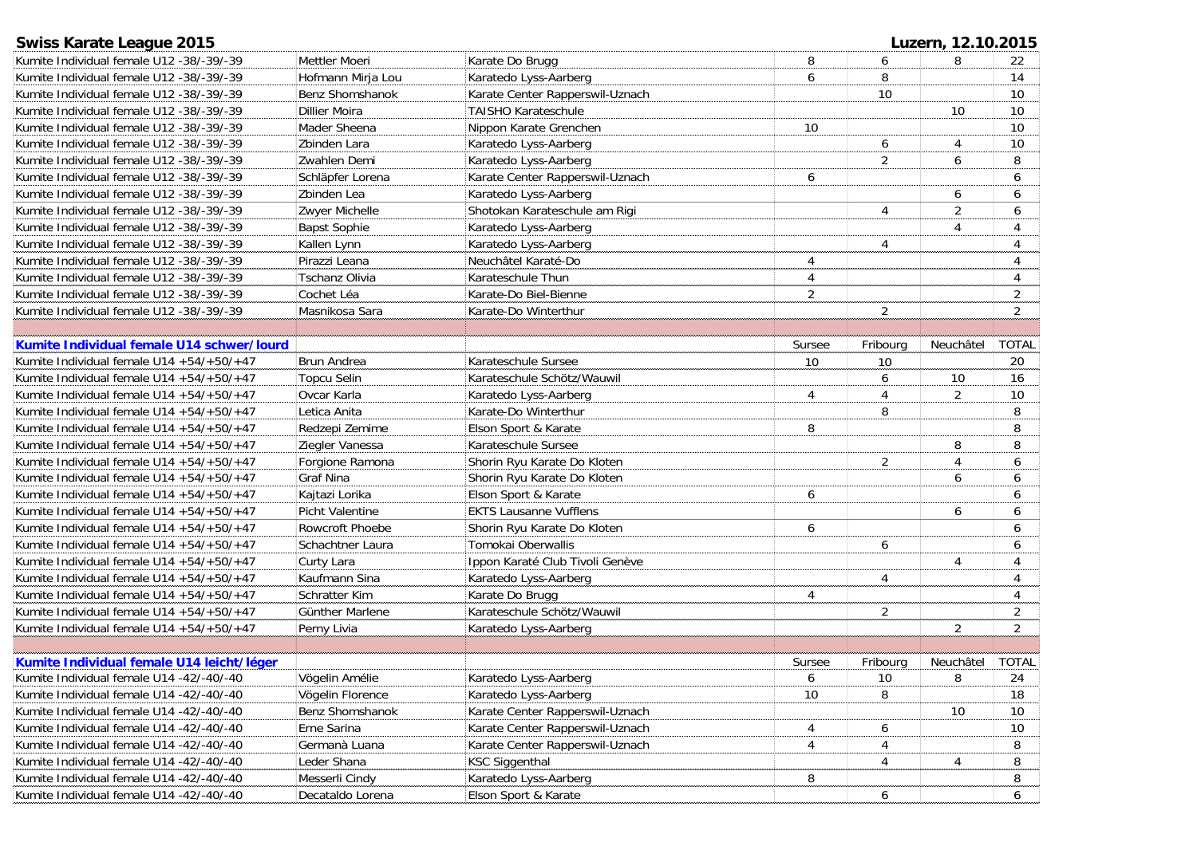**Swiss Karate League 2015** — **Luzern, 12.10.2015**

| | | | | | | |
|---|---|---|---|---|---|---|
| Kumite Individual female U12 -38/-39/-39 | Mettler Moeri | Karate Do Brugg | 8 | 6 | 8 | 22 |
| Kumite Individual female U12 -38/-39/-39 | Hofmann Mirja Lou | Karatedo Lyss-Aarberg | 6 | 8 | | 14 |
| Kumite Individual female U12 -38/-39/-39 | Benz Shomshanok | Karate Center Rapperswil-Uznach | | 10 | | 10 |
| Kumite Individual female U12 -38/-39/-39 | Dillier Moira | TAISHO Karateschule | | | 10 | 10 |
| Kumite Individual female U12 -38/-39/-39 | Mader Sheena | Nippon Karate Grenchen | 10 | | | 10 |
| Kumite Individual female U12 -38/-39/-39 | Zbinden Lara | Karatedo Lyss-Aarberg | | 6 | 4 | 10 |
| Kumite Individual female U12 -38/-39/-39 | Zwahlen Demi | Karatedo Lyss-Aarberg | | 2 | 6 | 8 |
| Kumite Individual female U12 -38/-39/-39 | Schläpfer Lorena | Karate Center Rapperswil-Uznach | 6 | | | 6 |
| Kumite Individual female U12 -38/-39/-39 | Zbinden Lea | Karatedo Lyss-Aarberg | | | 6 | 6 |
| Kumite Individual female U12 -38/-39/-39 | Zwyer Michelle | Shotokan Karateschule am Rigi | | 4 | 2 | 6 |
| Kumite Individual female U12 -38/-39/-39 | Bapst Sophie | Karatedo Lyss-Aarberg | | | 4 | 4 |
| Kumite Individual female U12 -38/-39/-39 | Kallen Lynn | Karatedo Lyss-Aarberg | | 4 | | 4 |
| Kumite Individual female U12 -38/-39/-39 | Pirazzi Leana | Neuchâtel Karaté-Do | 4 | | | 4 |
| Kumite Individual female U12 -38/-39/-39 | Tschanz Olivia | Karateschule Thun | 4 | | | 4 |
| Kumite Individual female U12 -38/-39/-39 | Cochet Léa | Karate-Do Biel-Bienne | 2 | | | 2 |
| Kumite Individual female U12 -38/-39/-39 | Masnikosa Sara | Karate-Do Winterthur | | 2 | | 2 |

| **Kumite Individual female U14 schwer/lourd** | | | Sursee | Fribourg | Neuchâtel | TOTAL |
|---|---|---|---|---|---|---|
| Kumite Individual female U14 +54/+50/+47 | Brun Andrea | Karateschule Sursee | 10 | 10 | | 20 |
| Kumite Individual female U14 +54/+50/+47 | Topcu Selin | Karateschule Schötz/Wauwil | | 6 | 10 | 16 |
| Kumite Individual female U14 +54/+50/+47 | Ovcar Karla | Karatedo Lyss-Aarberg | 4 | 4 | 2 | 10 |
| Kumite Individual female U14 +54/+50/+47 | Letica Anita | Karate-Do Winterthur | | 8 | | 8 |
| Kumite Individual female U14 +54/+50/+47 | Redzepi Zemime | Elson Sport & Karate | 8 | | | 8 |
| Kumite Individual female U14 +54/+50/+47 | Ziegler Vanessa | Karateschule Sursee | | | 8 | 8 |
| Kumite Individual female U14 +54/+50/+47 | Forgione Ramona | Shorin Ryu Karate Do Kloten | | 2 | 4 | 6 |
| Kumite Individual female U14 +54/+50/+47 | Graf Nina | Shorin Ryu Karate Do Kloten | | | 6 | 6 |
| Kumite Individual female U14 +54/+50/+47 | Kajtazi Lorika | Elson Sport & Karate | 6 | | | 6 |
| Kumite Individual female U14 +54/+50/+47 | Picht Valentine | EKTS Lausanne Vufflens | | | 6 | 6 |
| Kumite Individual female U14 +54/+50/+47 | Rowcroft Phoebe | Shorin Ryu Karate Do Kloten | 6 | | | 6 |
| Kumite Individual female U14 +54/+50/+47 | Schachtner Laura | Tomokai Oberwallis | | 6 | | 6 |
| Kumite Individual female U14 +54/+50/+47 | Curty Lara | Ippon Karaté Club Tivoli Genève | | | 4 | 4 |
| Kumite Individual female U14 +54/+50/+47 | Kaufmann Sina | Karatedo Lyss-Aarberg | | 4 | | 4 |
| Kumite Individual female U14 +54/+50/+47 | Schratter Kim | Karate Do Brugg | 4 | | | 4 |
| Kumite Individual female U14 +54/+50/+47 | Günther Marlene | Karateschule Schötz/Wauwil | | 2 | | 2 |
| Kumite Individual female U14 +54/+50/+47 | Perny Livia | Karatedo Lyss-Aarberg | | | 2 | 2 |

| **Kumite Individual female U14 leicht/léger** | | | Sursee | Fribourg | Neuchâtel | TOTAL |
|---|---|---|---|---|---|---|
| Kumite Individual female U14 -42/-40/-40 | Vögelin Amélie | Karatedo Lyss-Aarberg | 6 | 10 | 8 | 24 |
| Kumite Individual female U14 -42/-40/-40 | Vögelin Florence | Karatedo Lyss-Aarberg | 10 | 8 | | 18 |
| Kumite Individual female U14 -42/-40/-40 | Benz Shomshanok | Karate Center Rapperswil-Uznach | | | 10 | 10 |
| Kumite Individual female U14 -42/-40/-40 | Erne Sarina | Karate Center Rapperswil-Uznach | 4 | 6 | | 10 |
| Kumite Individual female U14 -42/-40/-40 | Germanà Luana | Karate Center Rapperswil-Uznach | 4 | 4 | | 8 |
| Kumite Individual female U14 -42/-40/-40 | Leder Shana | KSC Siggenthal | | 4 | 4 | 8 |
| Kumite Individual female U14 -42/-40/-40 | Messerli Cindy | Karatedo Lyss-Aarberg | 8 | | | 8 |
| Kumite Individual female U14 -42/-40/-40 | Decataldo Lorena | Elson Sport & Karate | | 6 | | 6 |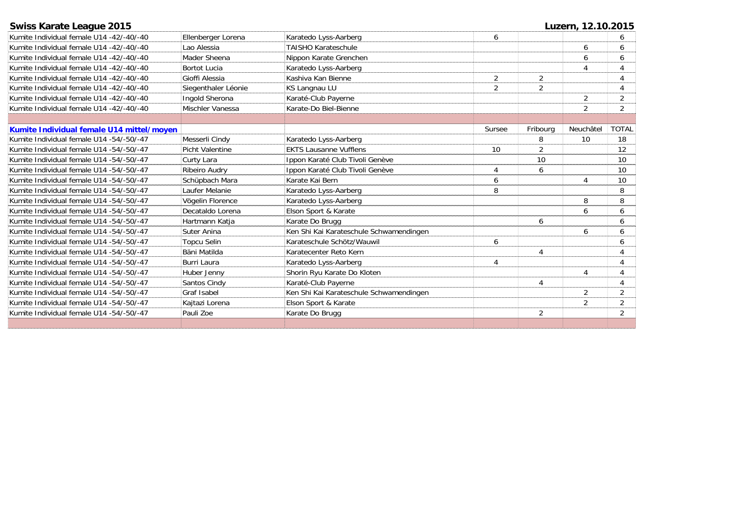**Swiss Karate League 2015** **Luzern, 12.10.2015**

| | | | | | | |
|---|---|---|---|---|---|---|
| Kumite Individual female U14 -42/-40/-40 | Ellenberger Lorena | Karatedo Lyss-Aarberg | 6 | | | 6 |
| Kumite Individual female U14 -42/-40/-40 | Lao Alessia | TAISHO Karateschule | | | 6 | 6 |
| Kumite Individual female U14 -42/-40/-40 | Mader Sheena | Nippon Karate Grenchen | | | 6 | 6 |
| Kumite Individual female U14 -42/-40/-40 | Bortot Lucia | Karatedo Lyss-Aarberg | | | 4 | 4 |
| Kumite Individual female U14 -42/-40/-40 | Gioffi Alessia | Kashiva Kan Bienne | 2 | 2 | | 4 |
| Kumite Individual female U14 -42/-40/-40 | Siegenthaler Léonie | KS Langnau LU | 2 | 2 | | 4 |
| Kumite Individual female U14 -42/-40/-40 | Ingold Sherona | Karaté-Club Payerne | | | 2 | 2 |
| Kumite Individual female U14 -42/-40/-40 | Mischler Vanessa | Karate-Do Biel-Bienne | | | 2 | 2 |

| **Kumite Individual female U14 mittel/moyen** | | | Sursee | Fribourg | Neuchâtel | TOTAL |
|---|---|---|---|---|---|---|
| Kumite Individual female U14 -54/-50/-47 | Messerli Cindy | Karatedo Lyss-Aarberg | | 8 | 10 | 18 |
| Kumite Individual female U14 -54/-50/-47 | Picht Valentine | EKTS Lausanne Vufflens | 10 | 2 | | 12 |
| Kumite Individual female U14 -54/-50/-47 | Curty Lara | Ippon Karaté Club Tivoli Genève | | 10 | | 10 |
| Kumite Individual female U14 -54/-50/-47 | Ribeiro Audry | Ippon Karaté Club Tivoli Genève | 4 | 6 | | 10 |
| Kumite Individual female U14 -54/-50/-47 | Schüpbach Mara | Karate Kai Bern | 6 | | 4 | 10 |
| Kumite Individual female U14 -54/-50/-47 | Laufer Melanie | Karatedo Lyss-Aarberg | 8 | | | 8 |
| Kumite Individual female U14 -54/-50/-47 | Vögelin Florence | Karatedo Lyss-Aarberg | | | 8 | 8 |
| Kumite Individual female U14 -54/-50/-47 | Decataldo Lorena | Elson Sport & Karate | | | 6 | 6 |
| Kumite Individual female U14 -54/-50/-47 | Hartmann Katja | Karate Do Brugg | | 6 | | 6 |
| Kumite Individual female U14 -54/-50/-47 | Suter Anina | Ken Shi Kai Karateschule Schwamendingen | | | 6 | 6 |
| Kumite Individual female U14 -54/-50/-47 | Topcu Selin | Karateschule Schötz/Wauwil | 6 | | | 6 |
| Kumite Individual female U14 -54/-50/-47 | Bäni Matilda | Karatecenter Reto Kern | | 4 | | 4 |
| Kumite Individual female U14 -54/-50/-47 | Burri Laura | Karatedo Lyss-Aarberg | 4 | | | 4 |
| Kumite Individual female U14 -54/-50/-47 | Huber Jenny | Shorin Ryu Karate Do Kloten | | | 4 | 4 |
| Kumite Individual female U14 -54/-50/-47 | Santos Cindy | Karaté-Club Payerne | | 4 | | 4 |
| Kumite Individual female U14 -54/-50/-47 | Graf Isabel | Ken Shi Kai Karateschule Schwamendingen | | | 2 | 2 |
| Kumite Individual female U14 -54/-50/-47 | Kajtazi Lorena | Elson Sport & Karate | | | 2 | 2 |
| Kumite Individual female U14 -54/-50/-47 | Pauli Zoe | Karate Do Brugg | | 2 | | 2 |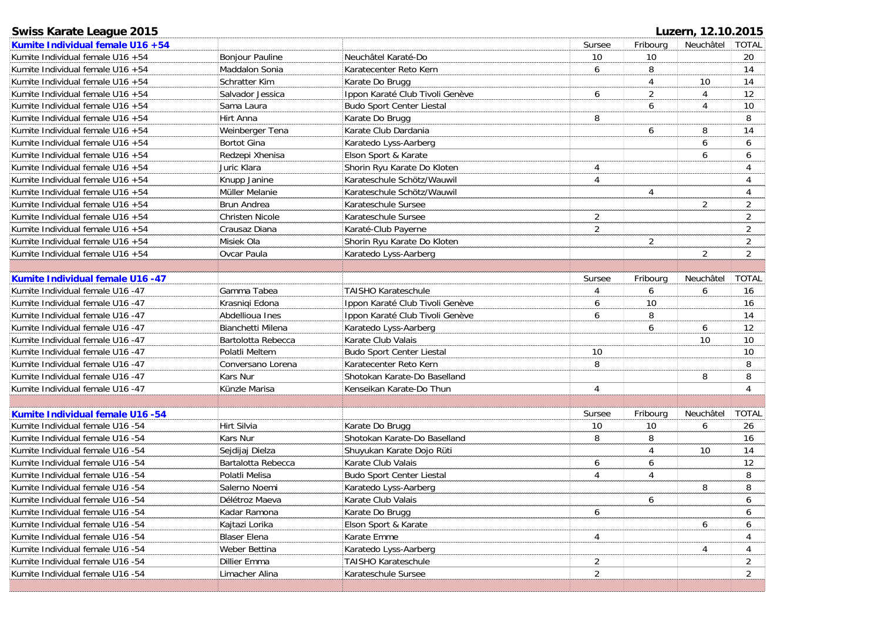**Swiss Karate League 2015** — **Luzern, 12.10.2015**

## Kumite Individual female U16 +54

| Category | Name | Club | Sursee | Fribourg | Neuchâtel | TOTAL |
|---|---|---|---|---|---|---|
| Kumite Individual female U16 +54 | Bonjour Pauline | Neuchâtel Karaté-Do | 10 | 10 | | 20 |
| Kumite Individual female U16 +54 | Maddalon Sonia | Karatecenter Reto Kern | 6 | 8 | | 14 |
| Kumite Individual female U16 +54 | Schratter Kim | Karate Do Brugg | | 4 | 10 | 14 |
| Kumite Individual female U16 +54 | Salvador Jessica | Ippon Karaté Club Tivoli Genève | 6 | 2 | 4 | 12 |
| Kumite Individual female U16 +54 | Sama Laura | Budo Sport Center Liestal | | 6 | 4 | 10 |
| Kumite Individual female U16 +54 | Hirt Anna | Karate Do Brugg | 8 | | | 8 |
| Kumite Individual female U16 +54 | Weinberger Tena | Karate Club Dardania | | 6 | 8 | 14 |
| Kumite Individual female U16 +54 | Bortot Gina | Karatedo Lyss-Aarberg | | | 6 | 6 |
| Kumite Individual female U16 +54 | Redzepi Xhenisa | Elson Sport & Karate | | | 6 | 6 |
| Kumite Individual female U16 +54 | Juric Klara | Shorin Ryu Karate Do Kloten | 4 | | | 4 |
| Kumite Individual female U16 +54 | Knupp Janine | Karateschule Schötz/Wauwil | 4 | | | 4 |
| Kumite Individual female U16 +54 | Müller Melanie | Karateschule Schötz/Wauwil | | 4 | | 4 |
| Kumite Individual female U16 +54 | Brun Andrea | Karateschule Sursee | | | 2 | 2 |
| Kumite Individual female U16 +54 | Christen Nicole | Karateschule Sursee | 2 | | | 2 |
| Kumite Individual female U16 +54 | Crausaz Diana | Karaté-Club Payerne | 2 | | | 2 |
| Kumite Individual female U16 +54 | Misiek Ola | Shorin Ryu Karate Do Kloten | | 2 | | 2 |
| Kumite Individual female U16 +54 | Ovcar Paula | Karatedo Lyss-Aarberg | | | 2 | 2 |

## Kumite Individual female U16 -47

| Category | Name | Club | Sursee | Fribourg | Neuchâtel | TOTAL |
|---|---|---|---|---|---|---|
| Kumite Individual female U16 -47 | Gamma Tabea | TAISHO Karateschule | 4 | 6 | 6 | 16 |
| Kumite Individual female U16 -47 | Krasniqi Edona | Ippon Karaté Club Tivoli Genève | 6 | 10 | | 16 |
| Kumite Individual female U16 -47 | Abdellioua Ines | Ippon Karaté Club Tivoli Genève | 6 | 8 | | 14 |
| Kumite Individual female U16 -47 | Bianchetti Milena | Karatedo Lyss-Aarberg | | 6 | 6 | 12 |
| Kumite Individual female U16 -47 | Bartolotta Rebecca | Karate Club Valais | | | 10 | 10 |
| Kumite Individual female U16 -47 | Polatli Meltem | Budo Sport Center Liestal | 10 | | | 10 |
| Kumite Individual female U16 -47 | Conversano Lorena | Karatecenter Reto Kern | 8 | | | 8 |
| Kumite Individual female U16 -47 | Kars Nur | Shotokan Karate-Do Baselland | | | 8 | 8 |
| Kumite Individual female U16 -47 | Künzle Marisa | Kenseikan Karate-Do Thun | 4 | | | 4 |

## Kumite Individual female U16 -54

| Category | Name | Club | Sursee | Fribourg | Neuchâtel | TOTAL |
|---|---|---|---|---|---|---|
| Kumite Individual female U16 -54 | Hirt Silvia | Karate Do Brugg | 10 | 10 | 6 | 26 |
| Kumite Individual female U16 -54 | Kars Nur | Shotokan Karate-Do Baselland | 8 | 8 | | 16 |
| Kumite Individual female U16 -54 | Sejdijaj Dielza | Shuyukan Karate Dojo Rüti | | 4 | 10 | 14 |
| Kumite Individual female U16 -54 | Bartalotta Rebecca | Karate Club Valais | 6 | 6 | | 12 |
| Kumite Individual female U16 -54 | Polatli Melisa | Budo Sport Center Liestal | 4 | 4 | | 8 |
| Kumite Individual female U16 -54 | Salerno Noemi | Karatedo Lyss-Aarberg | | | 8 | 8 |
| Kumite Individual female U16 -54 | Délétroz Maeva | Karate Club Valais | | 6 | | 6 |
| Kumite Individual female U16 -54 | Kadar Ramona | Karate Do Brugg | 6 | | | 6 |
| Kumite Individual female U16 -54 | Kajtazi Lorika | Elson Sport & Karate | | | 6 | 6 |
| Kumite Individual female U16 -54 | Blaser Elena | Karate Emme | 4 | | | 4 |
| Kumite Individual female U16 -54 | Weber Bettina | Karatedo Lyss-Aarberg | | | 4 | 4 |
| Kumite Individual female U16 -54 | Dillier Emma | TAISHO Karateschule | 2 | | | 2 |
| Kumite Individual female U16 -54 | Limacher Alina | Karateschule Sursee | 2 | | | 2 |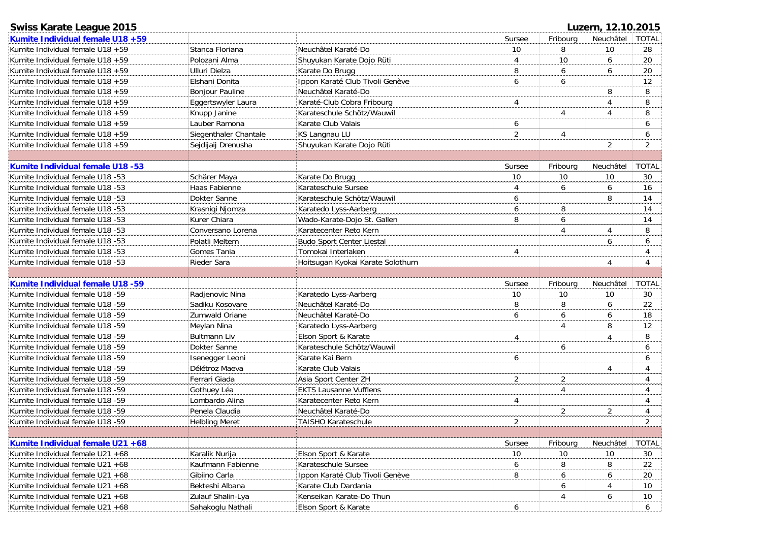**Swiss Karate League 2015** **Luzern, 12.10.2015**

| Kumite Individual female U18 +59 | | | Sursee | Fribourg | Neuchâtel | TOTAL |
|---|---|---|---|---|---|---|
| Kumite Individual female U18 +59 | Stanca Floriana | Neuchâtel Karaté-Do | 10 | 8 | 10 | 28 |
| Kumite Individual female U18 +59 | Polozani Alma | Shuyukan Karate Dojo Rüti | 4 | 10 | 6 | 20 |
| Kumite Individual female U18 +59 | Ulluri Dielza | Karate Do Brugg | 8 | 6 | 6 | 20 |
| Kumite Individual female U18 +59 | Elshani Donita | Ippon Karaté Club Tivoli Genève | 6 | 6 | | 12 |
| Kumite Individual female U18 +59 | Bonjour Pauline | Neuchâtel Karaté-Do | | | 8 | 8 |
| Kumite Individual female U18 +59 | Eggertswyler Laura | Karaté-Club Cobra Fribourg | 4 | | 4 | 8 |
| Kumite Individual female U18 +59 | Knupp Janine | Karateschule Schötz/Wauwil | | 4 | 4 | 8 |
| Kumite Individual female U18 +59 | Lauber Ramona | Karate Club Valais | 6 | | | 6 |
| Kumite Individual female U18 +59 | Siegenthaler Chantale | KS Langnau LU | 2 | 4 | | 6 |
| Kumite Individual female U18 +59 | Sejdijaj Drenusha | Shuyukan Karate Dojo Rüti | | | 2 | 2 |

| Kumite Individual female U18 -53 | | | Sursee | Fribourg | Neuchâtel | TOTAL |
|---|---|---|---|---|---|---|
| Kumite Individual female U18 -53 | Schärer Maya | Karate Do Brugg | 10 | 10 | 10 | 30 |
| Kumite Individual female U18 -53 | Haas Fabienne | Karateschule Sursee | 4 | 6 | 6 | 16 |
| Kumite Individual female U18 -53 | Dokter Sanne | Karateschule Schötz/Wauwil | 6 | | 8 | 14 |
| Kumite Individual female U18 -53 | Krasniqi Njomza | Karatedo Lyss-Aarberg | 6 | 8 | | 14 |
| Kumite Individual female U18 -53 | Kurer Chiara | Wado-Karate-Dojo St. Gallen | 8 | 6 | | 14 |
| Kumite Individual female U18 -53 | Conversano Lorena | Karatecenter Reto Kern | | 4 | 4 | 8 |
| Kumite Individual female U18 -53 | Polatli Meltem | Budo Sport Center Liestal | | | 6 | 6 |
| Kumite Individual female U18 -53 | Gomes Tania | Tomokai Interlaken | 4 | | | 4 |
| Kumite Individual female U18 -53 | Rieder Sara | Hoitsugan Kyokai Karate Solothurn | | | 4 | 4 |

| Kumite Individual female U18 -59 | | | Sursee | Fribourg | Neuchâtel | TOTAL |
|---|---|---|---|---|---|---|
| Kumite Individual female U18 -59 | Radjenovic Nina | Karatedo Lyss-Aarberg | 10 | 10 | 10 | 30 |
| Kumite Individual female U18 -59 | Sadiku Kosovare | Neuchâtel Karaté-Do | 8 | 8 | 6 | 22 |
| Kumite Individual female U18 -59 | Zumwald Oriane | Neuchâtel Karaté-Do | 6 | 6 | 6 | 18 |
| Kumite Individual female U18 -59 | Meylan Nina | Karatedo Lyss-Aarberg | | 4 | 8 | 12 |
| Kumite Individual female U18 -59 | Bultmann Liv | Elson Sport & Karate | 4 | | 4 | 8 |
| Kumite Individual female U18 -59 | Dokter Sanne | Karateschule Schötz/Wauwil | | 6 | | 6 |
| Kumite Individual female U18 -59 | Isenegger Leoni | Karate Kai Bern | 6 | | | 6 |
| Kumite Individual female U18 -59 | Délétroz Maeva | Karate Club Valais | | | 4 | 4 |
| Kumite Individual female U18 -59 | Ferrari Giada | Asia Sport Center ZH | 2 | 2 | | 4 |
| Kumite Individual female U18 -59 | Gothuey Léa | EKTS Lausanne Vufflens | | 4 | | 4 |
| Kumite Individual female U18 -59 | Lombardo Alina | Karatecenter Reto Kern | 4 | | | 4 |
| Kumite Individual female U18 -59 | Penela Claudia | Neuchâtel Karaté-Do | | 2 | 2 | 4 |
| Kumite Individual female U18 -59 | Helbling Meret | TAISHO Karateschule | 2 | | | 2 |

| Kumite Individual female U21 +68 | | | Sursee | Fribourg | Neuchâtel | TOTAL |
|---|---|---|---|---|---|---|
| Kumite Individual female U21 +68 | Karalik Nurija | Elson Sport & Karate | 10 | 10 | 10 | 30 |
| Kumite Individual female U21 +68 | Kaufmann Fabienne | Karateschule Sursee | 6 | 8 | 8 | 22 |
| Kumite Individual female U21 +68 | Gibiino Carla | Ippon Karaté Club Tivoli Genève | 8 | 6 | 6 | 20 |
| Kumite Individual female U21 +68 | Bekteshi Albana | Karate Club Dardania | | 6 | 4 | 10 |
| Kumite Individual female U21 +68 | Zulauf Shalin-Lya | Kenseikan Karate-Do Thun | | 4 | 6 | 10 |
| Kumite Individual female U21 +68 | Sahakoglu Nathali | Elson Sport & Karate | 6 | | | 6 |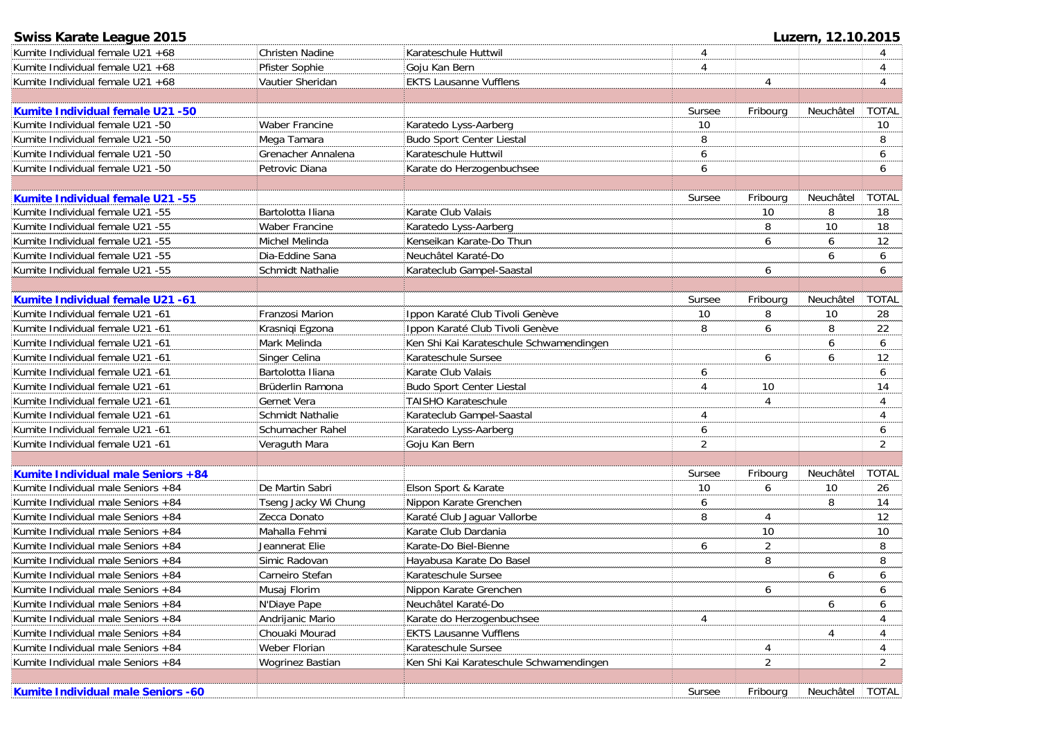**Swiss Karate League 2015** — **Luzern, 12.10.2015**

| | | | | | | |
|---|---|---|---|---|---|---|
| Kumite Individual female U21 +68 | Christen Nadine | Karateschule Huttwil | 4 | | | 4 |
| Kumite Individual female U21 +68 | Pfister Sophie | Goju Kan Bern | 4 | | | 4 |
| Kumite Individual female U21 +68 | Vautier Sheridan | EKTS Lausanne Vufflens | | 4 | | 4 |

| **Kumite Individual female U21 -50** | | | Sursee | Fribourg | Neuchâtel | TOTAL |
|---|---|---|---|---|---|---|
| Kumite Individual female U21 -50 | Waber Francine | Karatedo Lyss-Aarberg | 10 | | | 10 |
| Kumite Individual female U21 -50 | Mega Tamara | Budo Sport Center Liestal | 8 | | | 8 |
| Kumite Individual female U21 -50 | Grenacher Annalena | Karateschule Huttwil | 6 | | | 6 |
| Kumite Individual female U21 -50 | Petrovic Diana | Karate do Herzogenbuchsee | 6 | | | 6 |

| **Kumite Individual female U21 -55** | | | Sursee | Fribourg | Neuchâtel | TOTAL |
|---|---|---|---|---|---|---|
| Kumite Individual female U21 -55 | Bartolotta Iliana | Karate Club Valais | | 10 | 8 | 18 |
| Kumite Individual female U21 -55 | Waber Francine | Karatedo Lyss-Aarberg | | 8 | 10 | 18 |
| Kumite Individual female U21 -55 | Michel Melinda | Kenseikan Karate-Do Thun | | 6 | 6 | 12 |
| Kumite Individual female U21 -55 | Dia-Eddine Sana | Neuchâtel Karaté-Do | | | 6 | 6 |
| Kumite Individual female U21 -55 | Schmidt Nathalie | Karateclub Gampel-Saastal | | 6 | | 6 |

| **Kumite Individual female U21 -61** | | | Sursee | Fribourg | Neuchâtel | TOTAL |
|---|---|---|---|---|---|---|
| Kumite Individual female U21 -61 | Franzosi Marion | Ippon Karaté Club Tivoli Genève | 10 | 8 | 10 | 28 |
| Kumite Individual female U21 -61 | Krasniqi Egzona | Ippon Karaté Club Tivoli Genève | 8 | 6 | 8 | 22 |
| Kumite Individual female U21 -61 | Mark Melinda | Ken Shi Kai Karateschule Schwamendingen | | | 6 | 6 |
| Kumite Individual female U21 -61 | Singer Celina | Karateschule Sursee | | 6 | 6 | 12 |
| Kumite Individual female U21 -61 | Bartolotta Iliana | Karate Club Valais | 6 | | | 6 |
| Kumite Individual female U21 -61 | Brüderlin Ramona | Budo Sport Center Liestal | 4 | 10 | | 14 |
| Kumite Individual female U21 -61 | Gernet Vera | TAISHO Karateschule | | 4 | | 4 |
| Kumite Individual female U21 -61 | Schmidt Nathalie | Karateclub Gampel-Saastal | 4 | | | 4 |
| Kumite Individual female U21 -61 | Schumacher Rahel | Karatedo Lyss-Aarberg | 6 | | | 6 |
| Kumite Individual female U21 -61 | Veraguth Mara | Goju Kan Bern | 2 | | | 2 |

| **Kumite Individual male Seniors +84** | | | Sursee | Fribourg | Neuchâtel | TOTAL |
|---|---|---|---|---|---|---|
| Kumite Individual male Seniors +84 | De Martin Sabri | Elson Sport & Karate | 10 | 6 | 10 | 26 |
| Kumite Individual male Seniors +84 | Tseng Jacky Wi Chung | Nippon Karate Grenchen | 6 | | 8 | 14 |
| Kumite Individual male Seniors +84 | Zecca Donato | Karaté Club Jaguar Vallorbe | 8 | 4 | | 12 |
| Kumite Individual male Seniors +84 | Mahalla Fehmi | Karate Club Dardania | | 10 | | 10 |
| Kumite Individual male Seniors +84 | Jeannerat Elie | Karate-Do Biel-Bienne | 6 | 2 | | 8 |
| Kumite Individual male Seniors +84 | Simic Radovan | Hayabusa Karate Do Basel | | 8 | | 8 |
| Kumite Individual male Seniors +84 | Carneiro Stefan | Karateschule Sursee | | | 6 | 6 |
| Kumite Individual male Seniors +84 | Musaj Florim | Nippon Karate Grenchen | | 6 | | 6 |
| Kumite Individual male Seniors +84 | N'Diaye Pape | Neuchâtel Karaté-Do | | | 6 | 6 |
| Kumite Individual male Seniors +84 | Andrijanic Mario | Karate do Herzogenbuchsee | 4 | | | 4 |
| Kumite Individual male Seniors +84 | Chouaki Mourad | EKTS Lausanne Vufflens | | | 4 | 4 |
| Kumite Individual male Seniors +84 | Weber Florian | Karateschule Sursee | | 4 | | 4 |
| Kumite Individual male Seniors +84 | Wogrinez Bastian | Ken Shi Kai Karateschule Schwamendingen | | 2 | | 2 |

| **Kumite Individual male Seniors -60** | | | Sursee | Fribourg | Neuchâtel | TOTAL |
|---|---|---|---|---|---|---|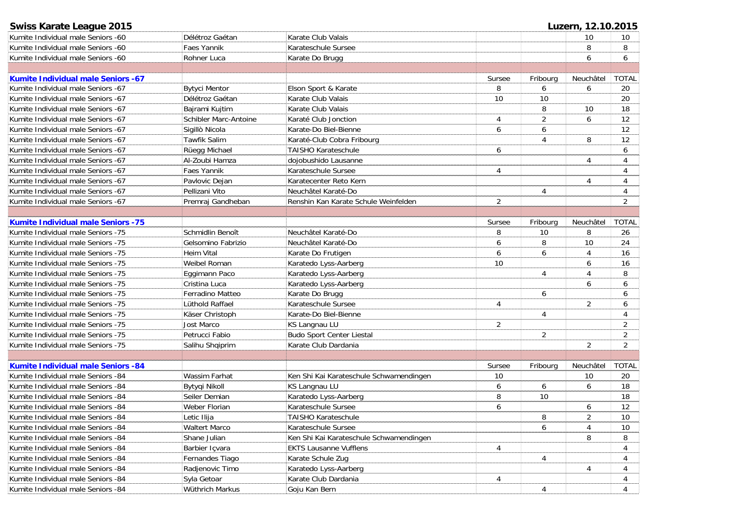**Swiss Karate League 2015** — **Luzern, 12.10.2015**

| | | | | | | |
|---|---|---|---|---|---|---|
| Kumite Individual male Seniors -60 | Délétroz Gaétan | Karate Club Valais | | | 10 | 10 |
| Kumite Individual male Seniors -60 | Faes Yannik | Karateschule Sursee | | | 8 | 8 |
| Kumite Individual male Seniors -60 | Rohner Luca | Karate Do Brugg | | | 6 | 6 |

| **Kumite Individual male Seniors -67** | | | Sursee | Fribourg | Neuchâtel | TOTAL |
|---|---|---|---|---|---|---|
| Kumite Individual male Seniors -67 | Bytyci Mentor | Elson Sport & Karate | 8 | 6 | 6 | 20 |
| Kumite Individual male Seniors -67 | Délétroz Gaétan | Karate Club Valais | 10 | 10 | | 20 |
| Kumite Individual male Seniors -67 | Bajrami Kujtim | Karate Club Valais | | 8 | 10 | 18 |
| Kumite Individual male Seniors -67 | Schibler Marc-Antoine | Karaté Club Jonction | 4 | 2 | 6 | 12 |
| Kumite Individual male Seniors -67 | Sigillò Nicola | Karate-Do Biel-Bienne | 6 | 6 | | 12 |
| Kumite Individual male Seniors -67 | Tawfik Salim | Karaté-Club Cobra Fribourg | | 4 | 8 | 12 |
| Kumite Individual male Seniors -67 | Rüegg Michael | TAISHO Karateschule | 6 | | | 6 |
| Kumite Individual male Seniors -67 | Al-Zoubi Hamza | dojobushido Lausanne | | | 4 | 4 |
| Kumite Individual male Seniors -67 | Faes Yannik | Karateschule Sursee | 4 | | | 4 |
| Kumite Individual male Seniors -67 | Pavlovic Dejan | Karatecenter Reto Kern | | | 4 | 4 |
| Kumite Individual male Seniors -67 | Pellizani Vito | Neuchâtel Karaté-Do | | 4 | | 4 |
| Kumite Individual male Seniors -67 | Premraj Gandheban | Renshin Kan Karate Schule Weinfelden | 2 | | | 2 |

| **Kumite Individual male Seniors -75** | | | Sursee | Fribourg | Neuchâtel | TOTAL |
|---|---|---|---|---|---|---|
| Kumite Individual male Seniors -75 | Schmidlin Benoît | Neuchâtel Karaté-Do | 8 | 10 | 8 | 26 |
| Kumite Individual male Seniors -75 | Gelsomino Fabrizio | Neuchâtel Karaté-Do | 6 | 8 | 10 | 24 |
| Kumite Individual male Seniors -75 | Heim Vital | Karate Do Frutigen | 6 | 6 | 4 | 16 |
| Kumite Individual male Seniors -75 | Weibel Roman | Karatedo Lyss-Aarberg | 10 | | 6 | 16 |
| Kumite Individual male Seniors -75 | Eggimann Paco | Karatedo Lyss-Aarberg | | 4 | 4 | 8 |
| Kumite Individual male Seniors -75 | Cristina Luca | Karatedo Lyss-Aarberg | | | 6 | 6 |
| Kumite Individual male Seniors -75 | Ferradino Matteo | Karate Do Brugg | | 6 | | 6 |
| Kumite Individual male Seniors -75 | Lüthold Raffael | Karateschule Sursee | 4 | | 2 | 6 |
| Kumite Individual male Seniors -75 | Käser Christoph | Karate-Do Biel-Bienne | | 4 | | 4 |
| Kumite Individual male Seniors -75 | Jost Marco | KS Langnau LU | 2 | | | 2 |
| Kumite Individual male Seniors -75 | Petrucci Fabio | Budo Sport Center Liestal | | 2 | | 2 |
| Kumite Individual male Seniors -75 | Salihu Shqiprim | Karate Club Dardania | | | 2 | 2 |

| **Kumite Individual male Seniors -84** | | | Sursee | Fribourg | Neuchâtel | TOTAL |
|---|---|---|---|---|---|---|
| Kumite Individual male Seniors -84 | Wassim Farhat | Ken Shi Kai Karateschule Schwamendingen | 10 | | 10 | 20 |
| Kumite Individual male Seniors -84 | Bytyqi Nikoll | KS Langnau LU | 6 | 6 | 6 | 18 |
| Kumite Individual male Seniors -84 | Seiler Demian | Karatedo Lyss-Aarberg | 8 | 10 | | 18 |
| Kumite Individual male Seniors -84 | Weber Florian | Karateschule Sursee | 6 | | 6 | 12 |
| Kumite Individual male Seniors -84 | Letic Ilija | TAISHO Karateschule | | 8 | 2 | 10 |
| Kumite Individual male Seniors -84 | Waltert Marco | Karateschule Sursee | | 6 | 4 | 10 |
| Kumite Individual male Seniors -84 | Shane Julian | Ken Shi Kai Karateschule Schwamendingen | | | 8 | 8 |
| Kumite Individual male Seniors -84 | Barbier Içvara | EKTS Lausanne Vufflens | 4 | | | 4 |
| Kumite Individual male Seniors -84 | Fernandes Tiago | Karate Schule Zug | | 4 | | 4 |
| Kumite Individual male Seniors -84 | Radjenovic Timo | Karatedo Lyss-Aarberg | | | 4 | 4 |
| Kumite Individual male Seniors -84 | Syla Getoar | Karate Club Dardania | 4 | | | 4 |
| Kumite Individual male Seniors -84 | Wüthrich Markus | Goju Kan Bern | | 4 | | 4 |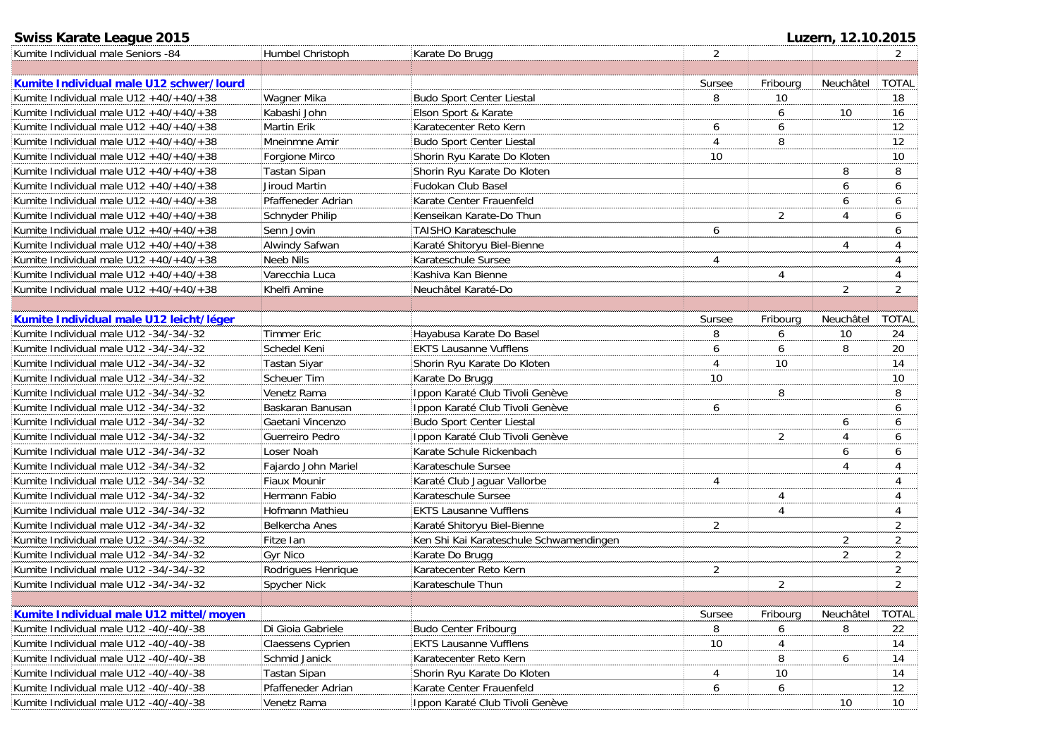**Swiss Karate League 2015** — **Luzern, 12.10.2015**

| | | | | | | |
|---|---|---|---|---|---|---|
| Kumite Individual male Seniors -84 | Humbel Christoph | Karate Do Brugg | 2 | | | 2 |
| | | | | | | |
| **Kumite Individual male U12 schwer/lourd** | | | Sursee | Fribourg | Neuchâtel | TOTAL |
| Kumite Individual male U12 +40/+40/+38 | Wagner Mika | Budo Sport Center Liestal | 8 | 10 | | 18 |
| Kumite Individual male U12 +40/+40/+38 | Kabashi John | Elson Sport & Karate | | 6 | 10 | 16 |
| Kumite Individual male U12 +40/+40/+38 | Martin Erik | Karatecenter Reto Kern | 6 | 6 | | 12 |
| Kumite Individual male U12 +40/+40/+38 | Mneinmne Amir | Budo Sport Center Liestal | 4 | 8 | | 12 |
| Kumite Individual male U12 +40/+40/+38 | Forgione Mirco | Shorin Ryu Karate Do Kloten | 10 | | | 10 |
| Kumite Individual male U12 +40/+40/+38 | Tastan Sipan | Shorin Ryu Karate Do Kloten | | | 8 | 8 |
| Kumite Individual male U12 +40/+40/+38 | Jiroud Martin | Fudokan Club Basel | | | 6 | 6 |
| Kumite Individual male U12 +40/+40/+38 | Pfaffeneder Adrian | Karate Center Frauenfeld | | | 6 | 6 |
| Kumite Individual male U12 +40/+40/+38 | Schnyder Philip | Kenseikan Karate-Do Thun | | 2 | 4 | 6 |
| Kumite Individual male U12 +40/+40/+38 | Senn Jovin | TAISHO Karateschule | 6 | | | 6 |
| Kumite Individual male U12 +40/+40/+38 | Alwindy Safwan | Karaté Shitoryu Biel-Bienne | | | 4 | 4 |
| Kumite Individual male U12 +40/+40/+38 | Neeb Nils | Karateschule Sursee | 4 | | | 4 |
| Kumite Individual male U12 +40/+40/+38 | Varecchia Luca | Kashiva Kan Bienne | | 4 | | 4 |
| Kumite Individual male U12 +40/+40/+38 | Khelfi Amine | Neuchâtel Karaté-Do | | | 2 | 2 |
| | | | | | | |
| **Kumite Individual male U12 leicht/léger** | | | Sursee | Fribourg | Neuchâtel | TOTAL |
| Kumite Individual male U12 -34/-34/-32 | Timmer Eric | Hayabusa Karate Do Basel | 8 | 6 | 10 | 24 |
| Kumite Individual male U12 -34/-34/-32 | Schedel Keni | EKTS Lausanne Vufflens | 6 | 6 | 8 | 20 |
| Kumite Individual male U12 -34/-34/-32 | Tastan Siyar | Shorin Ryu Karate Do Kloten | 4 | 10 | | 14 |
| Kumite Individual male U12 -34/-34/-32 | Scheuer Tim | Karate Do Brugg | 10 | | | 10 |
| Kumite Individual male U12 -34/-34/-32 | Venetz Rama | Ippon Karaté Club Tivoli Genève | | 8 | | 8 |
| Kumite Individual male U12 -34/-34/-32 | Baskaran Banusan | Ippon Karaté Club Tivoli Genève | 6 | | | 6 |
| Kumite Individual male U12 -34/-34/-32 | Gaetani Vincenzo | Budo Sport Center Liestal | | | 6 | 6 |
| Kumite Individual male U12 -34/-34/-32 | Guerreiro Pedro | Ippon Karaté Club Tivoli Genève | | 2 | 4 | 6 |
| Kumite Individual male U12 -34/-34/-32 | Loser Noah | Karate Schule Rickenbach | | | 6 | 6 |
| Kumite Individual male U12 -34/-34/-32 | Fajardo John Mariel | Karateschule Sursee | | | 4 | 4 |
| Kumite Individual male U12 -34/-34/-32 | Fiaux Mounir | Karaté Club Jaguar Vallorbe | 4 | | | 4 |
| Kumite Individual male U12 -34/-34/-32 | Hermann Fabio | Karateschule Sursee | | 4 | | 4 |
| Kumite Individual male U12 -34/-34/-32 | Hofmann Mathieu | EKTS Lausanne Vufflens | | 4 | | 4 |
| Kumite Individual male U12 -34/-34/-32 | Belkercha Anes | Karaté Shitoryu Biel-Bienne | 2 | | | 2 |
| Kumite Individual male U12 -34/-34/-32 | Fitze Ian | Ken Shi Kai Karateschule Schwamendingen | | | 2 | 2 |
| Kumite Individual male U12 -34/-34/-32 | Gyr Nico | Karate Do Brugg | | | 2 | 2 |
| Kumite Individual male U12 -34/-34/-32 | Rodrigues Henrique | Karatecenter Reto Kern | 2 | | | 2 |
| Kumite Individual male U12 -34/-34/-32 | Spycher Nick | Karateschule Thun | | 2 | | 2 |
| | | | | | | |
| **Kumite Individual male U12 mittel/moyen** | | | Sursee | Fribourg | Neuchâtel | TOTAL |
| Kumite Individual male U12 -40/-40/-38 | Di Gioia Gabriele | Budo Center Fribourg | 8 | 6 | 8 | 22 |
| Kumite Individual male U12 -40/-40/-38 | Claessens Cyprien | EKTS Lausanne Vufflens | 10 | 4 | | 14 |
| Kumite Individual male U12 -40/-40/-38 | Schmid Janick | Karatecenter Reto Kern | | 8 | 6 | 14 |
| Kumite Individual male U12 -40/-40/-38 | Tastan Sipan | Shorin Ryu Karate Do Kloten | 4 | 10 | | 14 |
| Kumite Individual male U12 -40/-40/-38 | Pfaffeneder Adrian | Karate Center Frauenfeld | 6 | 6 | | 12 |
| Kumite Individual male U12 -40/-40/-38 | Venetz Rama | Ippon Karaté Club Tivoli Genève | | | 10 | 10 |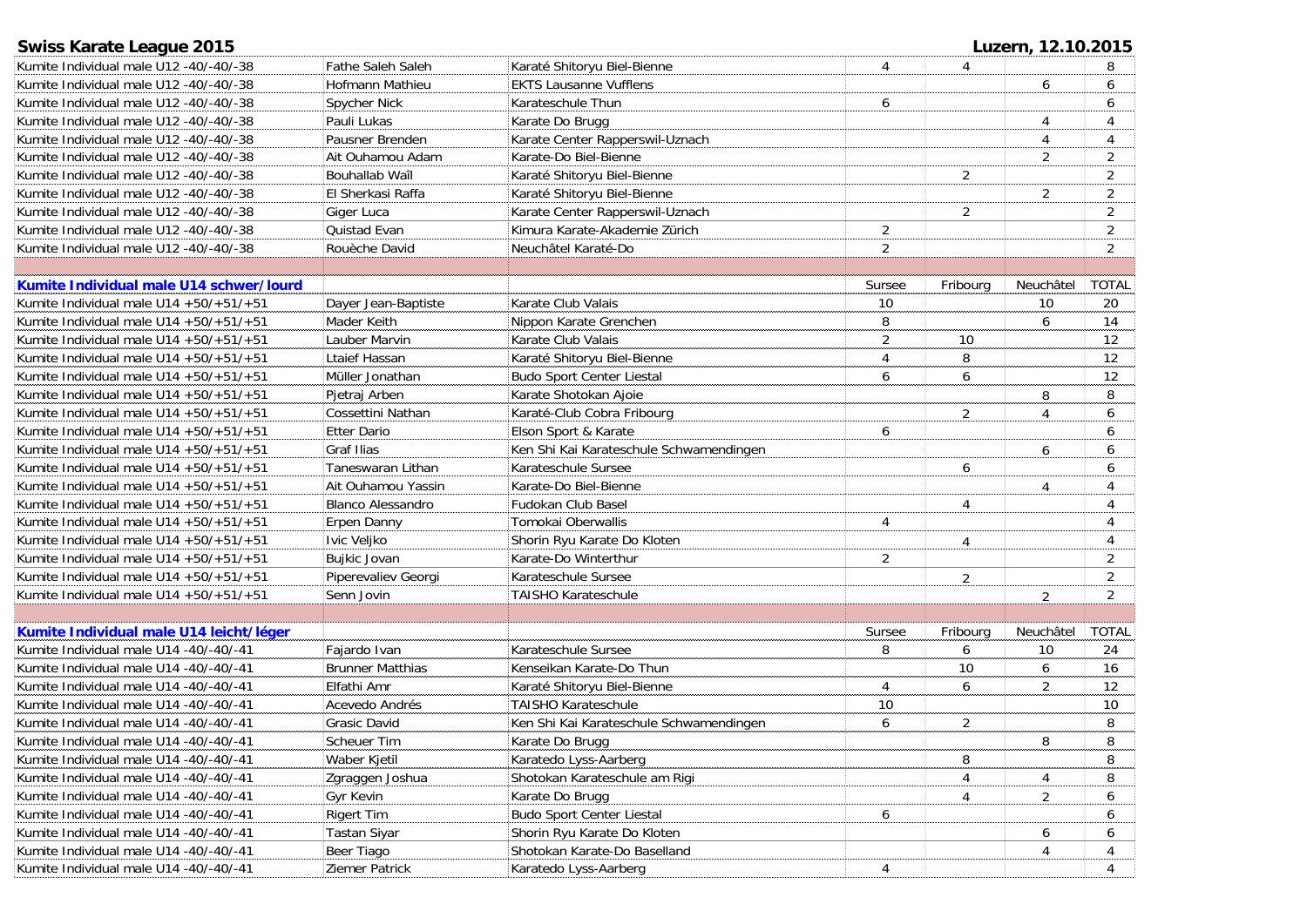## Swiss Karate League 2015 — Luzern, 12.10.2015

| | | | | | | |
|---|---|---|---|---|---|---|
| Kumite Individual male U12 -40/-40/-38 | Fathe Saleh Saleh | Karaté Shitoryu Biel-Bienne | 4 | 4 | | 8 |
| Kumite Individual male U12 -40/-40/-38 | Hofmann Mathieu | EKTS Lausanne Vufflens | | | 6 | 6 |
| Kumite Individual male U12 -40/-40/-38 | Spycher Nick | Karateschule Thun | 6 | | | 6 |
| Kumite Individual male U12 -40/-40/-38 | Pauli Lukas | Karate Do Brugg | | | 4 | 4 |
| Kumite Individual male U12 -40/-40/-38 | Pausner Brenden | Karate Center Rapperswil-Uznach | | | 4 | 4 |
| Kumite Individual male U12 -40/-40/-38 | Ait Ouhamou Adam | Karate-Do Biel-Bienne | | | 2 | 2 |
| Kumite Individual male U12 -40/-40/-38 | Bouhallab Waîl | Karaté Shitoryu Biel-Bienne | | 2 | | 2 |
| Kumite Individual male U12 -40/-40/-38 | El Sherkasi Raffa | Karaté Shitoryu Biel-Bienne | | | 2 | 2 |
| Kumite Individual male U12 -40/-40/-38 | Giger Luca | Karate Center Rapperswil-Uznach | | 2 | | 2 |
| Kumite Individual male U12 -40/-40/-38 | Quistad Evan | Kimura Karate-Akademie Zürich | 2 | | | 2 |
| Kumite Individual male U12 -40/-40/-38 | Rouèche David | Neuchâtel Karaté-Do | 2 | | | 2 |

| **Kumite Individual male U14 schwer/lourd** | | | Sursee | Fribourg | Neuchâtel | TOTAL |
|---|---|---|---|---|---|---|
| Kumite Individual male U14 +50/+51/+51 | Dayer Jean-Baptiste | Karate Club Valais | 10 | | 10 | 20 |
| Kumite Individual male U14 +50/+51/+51 | Mader Keith | Nippon Karate Grenchen | 8 | | 6 | 14 |
| Kumite Individual male U14 +50/+51/+51 | Lauber Marvin | Karate Club Valais | 2 | 10 | | 12 |
| Kumite Individual male U14 +50/+51/+51 | Ltaief Hassan | Karaté Shitoryu Biel-Bienne | 4 | 8 | | 12 |
| Kumite Individual male U14 +50/+51/+51 | Müller Jonathan | Budo Sport Center Liestal | 6 | 6 | | 12 |
| Kumite Individual male U14 +50/+51/+51 | Pjetraj Arben | Karate Shotokan Ajoie | | | 8 | 8 |
| Kumite Individual male U14 +50/+51/+51 | Cossettini Nathan | Karaté-Club Cobra Fribourg | | 2 | 4 | 6 |
| Kumite Individual male U14 +50/+51/+51 | Etter Dario | Elson Sport & Karate | 6 | | | 6 |
| Kumite Individual male U14 +50/+51/+51 | Graf Ilias | Ken Shi Kai Karateschule Schwamendingen | | | 6 | 6 |
| Kumite Individual male U14 +50/+51/+51 | Taneswaran Lithan | Karateschule Sursee | | 6 | | 6 |
| Kumite Individual male U14 +50/+51/+51 | Ait Ouhamou Yassin | Karate-Do Biel-Bienne | | | 4 | 4 |
| Kumite Individual male U14 +50/+51/+51 | Blanco Alessandro | Fudokan Club Basel | | 4 | | 4 |
| Kumite Individual male U14 +50/+51/+51 | Erpen Danny | Tomokai Oberwallis | 4 | | | 4 |
| Kumite Individual male U14 +50/+51/+51 | Ivic Veljko | Shorin Ryu Karate Do Kloten | | 4 | | 4 |
| Kumite Individual male U14 +50/+51/+51 | Bujkic Jovan | Karate-Do Winterthur | 2 | | | 2 |
| Kumite Individual male U14 +50/+51/+51 | Piperevaliev Georgi | Karateschule Sursee | | 2 | | 2 |
| Kumite Individual male U14 +50/+51/+51 | Senn Jovin | TAISHO Karateschule | | | 2 | 2 |

| **Kumite Individual male U14 leicht/léger** | | | Sursee | Fribourg | Neuchâtel | TOTAL |
|---|---|---|---|---|---|---|
| Kumite Individual male U14 -40/-40/-41 | Fajardo Ivan | Karateschule Sursee | 8 | 6 | 10 | 24 |
| Kumite Individual male U14 -40/-40/-41 | Brunner Matthias | Kenseikan Karate-Do Thun | | 10 | 6 | 16 |
| Kumite Individual male U14 -40/-40/-41 | Elfathi Amr | Karaté Shitoryu Biel-Bienne | 4 | 6 | 2 | 12 |
| Kumite Individual male U14 -40/-40/-41 | Acevedo Andrés | TAISHO Karateschule | 10 | | | 10 |
| Kumite Individual male U14 -40/-40/-41 | Grasic David | Ken Shi Kai Karateschule Schwamendingen | 6 | 2 | | 8 |
| Kumite Individual male U14 -40/-40/-41 | Scheuer Tim | Karate Do Brugg | | | 8 | 8 |
| Kumite Individual male U14 -40/-40/-41 | Waber Kjetil | Karatedo Lyss-Aarberg | | 8 | | 8 |
| Kumite Individual male U14 -40/-40/-41 | Zgraggen Joshua | Shotokan Karateschule am Rigi | | 4 | 4 | 8 |
| Kumite Individual male U14 -40/-40/-41 | Gyr Kevin | Karate Do Brugg | | 4 | 2 | 6 |
| Kumite Individual male U14 -40/-40/-41 | Rigert Tim | Budo Sport Center Liestal | 6 | | | 6 |
| Kumite Individual male U14 -40/-40/-41 | Tastan Siyar | Shorin Ryu Karate Do Kloten | | | 6 | 6 |
| Kumite Individual male U14 -40/-40/-41 | Beer Tiago | Shotokan Karate-Do Baselland | | | 4 | 4 |
| Kumite Individual male U14 -40/-40/-41 | Ziemer Patrick | Karatedo Lyss-Aarberg | 4 | | | 4 |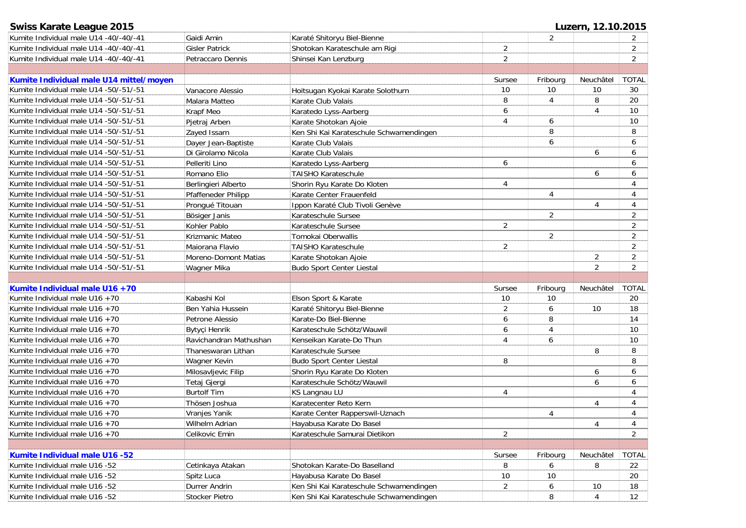**Swiss Karate League 2015** — **Luzern, 12.10.2015**

| | | | | | | |
|---|---|---|---|---|---|---|
| Kumite Individual male U14 -40/-40/-41 | Gaidi Amin | Karaté Shitoryu Biel-Bienne | | 2 | | 2 |
| Kumite Individual male U14 -40/-40/-41 | Gisler Patrick | Shotokan Karateschule am Rigi | 2 | | | 2 |
| Kumite Individual male U14 -40/-40/-41 | Petraccaro Dennis | Shinsei Kan Lenzburg | 2 | | | 2 |

| **Kumite Individual male U14 mittel/moyen** | | | Sursee | Fribourg | Neuchâtel | TOTAL |
|---|---|---|---|---|---|---|
| Kumite Individual male U14 -50/-51/-51 | Vanacore Alessio | Hoitsugan Kyokai Karate Solothurn | 10 | 10 | 10 | 30 |
| Kumite Individual male U14 -50/-51/-51 | Malara Matteo | Karate Club Valais | 8 | 4 | 8 | 20 |
| Kumite Individual male U14 -50/-51/-51 | Krapf Meo | Karatedo Lyss-Aarberg | 6 | | 4 | 10 |
| Kumite Individual male U14 -50/-51/-51 | Pjetraj Arben | Karate Shotokan Ajoie | 4 | 6 | | 10 |
| Kumite Individual male U14 -50/-51/-51 | Zayed Issam | Ken Shi Kai Karateschule Schwamendingen | | 8 | | 8 |
| Kumite Individual male U14 -50/-51/-51 | Dayer Jean-Baptiste | Karate Club Valais | | 6 | | 6 |
| Kumite Individual male U14 -50/-51/-51 | Di Girolamo Nicola | Karate Club Valais | | | 6 | 6 |
| Kumite Individual male U14 -50/-51/-51 | Pelleriti Lino | Karatedo Lyss-Aarberg | 6 | | | 6 |
| Kumite Individual male U14 -50/-51/-51 | Romano Elio | TAISHO Karateschule | | | 6 | 6 |
| Kumite Individual male U14 -50/-51/-51 | Berlingieri Alberto | Shorin Ryu Karate Do Kloten | 4 | | | 4 |
| Kumite Individual male U14 -50/-51/-51 | Pfaffeneder Philipp | Karate Center Frauenfeld | | 4 | | 4 |
| Kumite Individual male U14 -50/-51/-51 | Prongué Titouan | Ippon Karaté Club Tivoli Genève | | | 4 | 4 |
| Kumite Individual male U14 -50/-51/-51 | Bösiger Janis | Karateschule Sursee | | 2 | | 2 |
| Kumite Individual male U14 -50/-51/-51 | Kohler Pablo | Karateschule Sursee | 2 | | | 2 |
| Kumite Individual male U14 -50/-51/-51 | Krizmanic Mateo | Tomokai Oberwallis | | 2 | | 2 |
| Kumite Individual male U14 -50/-51/-51 | Maiorana Flavio | TAISHO Karateschule | 2 | | | 2 |
| Kumite Individual male U14 -50/-51/-51 | Moreno-Domont Matias | Karate Shotokan Ajoie | | | 2 | 2 |
| Kumite Individual male U14 -50/-51/-51 | Wagner Mika | Budo Sport Center Liestal | | | 2 | 2 |

| **Kumite Individual male U16 +70** | | | Sursee | Fribourg | Neuchâtel | TOTAL |
|---|---|---|---|---|---|---|
| Kumite Individual male U16 +70 | Kabashi Kol | Elson Sport & Karate | 10 | 10 | | 20 |
| Kumite Individual male U16 +70 | Ben Yahia Hussein | Karaté Shitoryu Biel-Bienne | 2 | 6 | 10 | 18 |
| Kumite Individual male U16 +70 | Petrone Alessio | Karate-Do Biel-Bienne | 6 | 8 | | 14 |
| Kumite Individual male U16 +70 | Bytyçi Henrik | Karateschule Schötz/Wauwil | 6 | 4 | | 10 |
| Kumite Individual male U16 +70 | Ravichandran Mathushan | Kenseikan Karate-Do Thun | 4 | 6 | | 10 |
| Kumite Individual male U16 +70 | Thaneswaran Lithan | Karateschule Sursee | | | 8 | 8 |
| Kumite Individual male U16 +70 | Wagner Kevin | Budo Sport Center Liestal | 8 | | | 8 |
| Kumite Individual male U16 +70 | Milosavljevic Filip | Shorin Ryu Karate Do Kloten | | | 6 | 6 |
| Kumite Individual male U16 +70 | Tetaj Gjergi | Karateschule Schötz/Wauwil | | | 6 | 6 |
| Kumite Individual male U16 +70 | Burtolf Tim | KS Langnau LU | 4 | | | 4 |
| Kumite Individual male U16 +70 | Thösen Joshua | Karatecenter Reto Kern | | | 4 | 4 |
| Kumite Individual male U16 +70 | Vranjes Yanik | Karate Center Rapperswil-Uznach | | 4 | | 4 |
| Kumite Individual male U16 +70 | Wilhelm Adrian | Hayabusa Karate Do Basel | | | 4 | 4 |
| Kumite Individual male U16 +70 | Celikovic Emin | Karateschule Samurai Dietikon | 2 | | | 2 |

| **Kumite Individual male U16 -52** | | | Sursee | Fribourg | Neuchâtel | TOTAL |
|---|---|---|---|---|---|---|
| Kumite Individual male U16 -52 | Cetinkaya Atakan | Shotokan Karate-Do Baselland | 8 | 6 | 8 | 22 |
| Kumite Individual male U16 -52 | Spitz Luca | Hayabusa Karate Do Basel | 10 | 10 | | 20 |
| Kumite Individual male U16 -52 | Durrer Andrin | Ken Shi Kai Karateschule Schwamendingen | 2 | 6 | 10 | 18 |
| Kumite Individual male U16 -52 | Stocker Pietro | Ken Shi Kai Karateschule Schwamendingen | | 8 | 4 | 12 |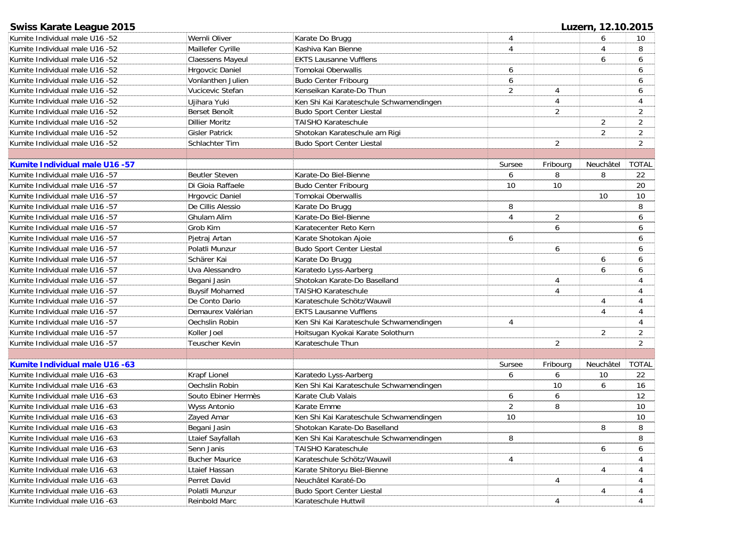**Swiss Karate League 2015** — **Luzern, 12.10.2015**

| | | | | | | |
|---|---|---|---|---|---|---|
| Kumite Individual male U16 -52 | Wernli Oliver | Karate Do Brugg | 4 | | 6 | 10 |
| Kumite Individual male U16 -52 | Maillefer Cyrille | Kashiva Kan Bienne | 4 | | 4 | 8 |
| Kumite Individual male U16 -52 | Claessens Mayeul | EKTS Lausanne Vufflens | | | 6 | 6 |
| Kumite Individual male U16 -52 | Hrgovcic Daniel | Tomokai Oberwallis | 6 | | | 6 |
| Kumite Individual male U16 -52 | Vonlanthen Julien | Budo Center Fribourg | 6 | | | 6 |
| Kumite Individual male U16 -52 | Vucicevic Stefan | Kenseikan Karate-Do Thun | 2 | 4 | | 6 |
| Kumite Individual male U16 -52 | Ujihara Yuki | Ken Shi Kai Karateschule Schwamendingen | | 4 | | 4 |
| Kumite Individual male U16 -52 | Berset Benoît | Budo Sport Center Liestal | | 2 | | 2 |
| Kumite Individual male U16 -52 | Dillier Moritz | TAISHO Karateschule | | | 2 | 2 |
| Kumite Individual male U16 -52 | Gisler Patrick | Shotokan Karateschule am Rigi | | | 2 | 2 |
| Kumite Individual male U16 -52 | Schlachter Tim | Budo Sport Center Liestal | | 2 | | 2 |

| **Kumite Individual male U16 -57** | | | Sursee | Fribourg | Neuchâtel | TOTAL |
|---|---|---|---|---|---|---|
| Kumite Individual male U16 -57 | Beutler Steven | Karate-Do Biel-Bienne | 6 | 8 | 8 | 22 |
| Kumite Individual male U16 -57 | Di Gioia Raffaele | Budo Center Fribourg | 10 | 10 | | 20 |
| Kumite Individual male U16 -57 | Hrgovcic Daniel | Tomokai Oberwallis | | | 10 | 10 |
| Kumite Individual male U16 -57 | De Cillis Alessio | Karate Do Brugg | 8 | | | 8 |
| Kumite Individual male U16 -57 | Ghulam Alim | Karate-Do Biel-Bienne | 4 | 2 | | 6 |
| Kumite Individual male U16 -57 | Grob Kim | Karatecenter Reto Kern | | 6 | | 6 |
| Kumite Individual male U16 -57 | Pjetraj Artan | Karate Shotokan Ajoie | 6 | | | 6 |
| Kumite Individual male U16 -57 | Polatli Munzur | Budo Sport Center Liestal | | 6 | | 6 |
| Kumite Individual male U16 -57 | Schärer Kai | Karate Do Brugg | | | 6 | 6 |
| Kumite Individual male U16 -57 | Uva Alessandro | Karatedo Lyss-Aarberg | | | 6 | 6 |
| Kumite Individual male U16 -57 | Begani Jasin | Shotokan Karate-Do Baselland | | 4 | | 4 |
| Kumite Individual male U16 -57 | Buysif Mohamed | TAISHO Karateschule | | 4 | | 4 |
| Kumite Individual male U16 -57 | De Conto Dario | Karateschule Schötz/Wauwil | | | 4 | 4 |
| Kumite Individual male U16 -57 | Demaurex Valérian | EKTS Lausanne Vufflens | | | 4 | 4 |
| Kumite Individual male U16 -57 | Oechslin Robin | Ken Shi Kai Karateschule Schwamendingen | 4 | | | 4 |
| Kumite Individual male U16 -57 | Koller Joel | Hoitsugan Kyokai Karate Solothurn | | | 2 | 2 |
| Kumite Individual male U16 -57 | Teuscher Kevin | Karateschule Thun | | 2 | | 2 |

| **Kumite Individual male U16 -63** | | | Sursee | Fribourg | Neuchâtel | TOTAL |
|---|---|---|---|---|---|---|
| Kumite Individual male U16 -63 | Krapf Lionel | Karatedo Lyss-Aarberg | 6 | 6 | 10 | 22 |
| Kumite Individual male U16 -63 | Oechslin Robin | Ken Shi Kai Karateschule Schwamendingen | | 10 | 6 | 16 |
| Kumite Individual male U16 -63 | Souto Ebiner Hermès | Karate Club Valais | 6 | 6 | | 12 |
| Kumite Individual male U16 -63 | Wyss Antonio | Karate Emme | 2 | 8 | | 10 |
| Kumite Individual male U16 -63 | Zayed Amar | Ken Shi Kai Karateschule Schwamendingen | 10 | | | 10 |
| Kumite Individual male U16 -63 | Begani Jasin | Shotokan Karate-Do Baselland | | | 8 | 8 |
| Kumite Individual male U16 -63 | Ltaief Sayfallah | Ken Shi Kai Karateschule Schwamendingen | 8 | | | 8 |
| Kumite Individual male U16 -63 | Senn Janis | TAISHO Karateschule | | | 6 | 6 |
| Kumite Individual male U16 -63 | Bucher Maurice | Karateschule Schötz/Wauwil | 4 | | | 4 |
| Kumite Individual male U16 -63 | Ltaief Hassan | Karate Shitoryu Biel-Bienne | | | 4 | 4 |
| Kumite Individual male U16 -63 | Perret David | Neuchâtel Karaté-Do | | 4 | | 4 |
| Kumite Individual male U16 -63 | Polatli Munzur | Budo Sport Center Liestal | | | 4 | 4 |
| Kumite Individual male U16 -63 | Reinbold Marc | Karateschule Huttwil | | 4 | | 4 |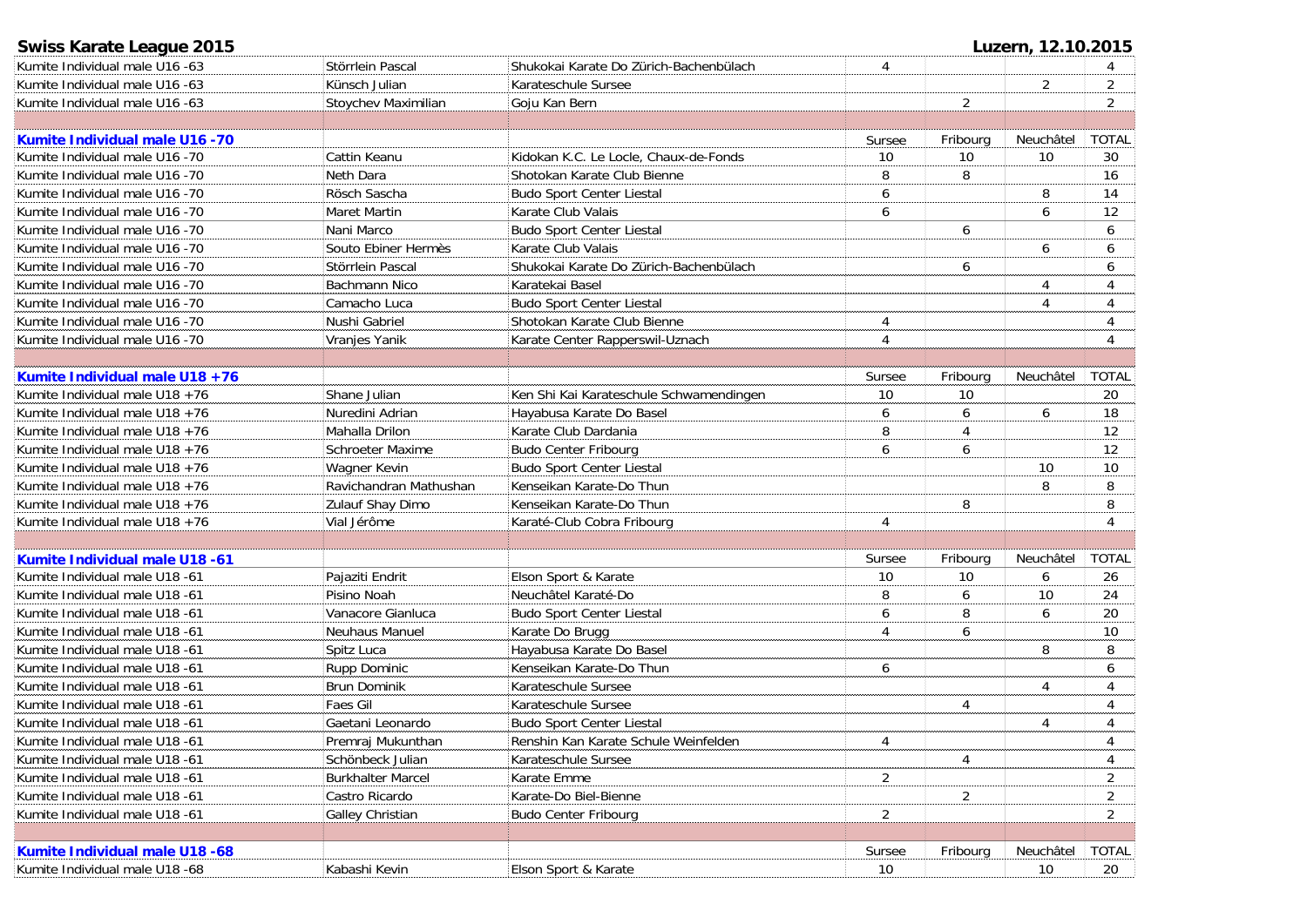**Swiss Karate League 2015** — **Luzern, 12.10.2015**

| Category | Name | Club | Sursee | Fribourg | Neuchâtel | TOTAL |
|---|---|---|---|---|---|---|
| Kumite Individual male U16 -63 | Störrlein Pascal | Shukokai Karate Do Zürich-Bachenbülach | 4 | | | 4 |
| Kumite Individual male U16 -63 | Künsch Julian | Karateschule Sursee | | | 2 | 2 |
| Kumite Individual male U16 -63 | Stoychev Maximilian | Goju Kan Bern | | 2 | | 2 |
| | | | | | | |
| **Kumite Individual male U16 -70** | | | Sursee | Fribourg | Neuchâtel | TOTAL |
| Kumite Individual male U16 -70 | Cattin Keanu | Kidokan K.C. Le Locle, Chaux-de-Fonds | 10 | 10 | 10 | 30 |
| Kumite Individual male U16 -70 | Neth Dara | Shotokan Karate Club Bienne | 8 | 8 | | 16 |
| Kumite Individual male U16 -70 | Rösch Sascha | Budo Sport Center Liestal | 6 | | 8 | 14 |
| Kumite Individual male U16 -70 | Maret Martin | Karate Club Valais | 6 | | 6 | 12 |
| Kumite Individual male U16 -70 | Nani Marco | Budo Sport Center Liestal | | 6 | | 6 |
| Kumite Individual male U16 -70 | Souto Ebiner Hermès | Karate Club Valais | | | 6 | 6 |
| Kumite Individual male U16 -70 | Störrlein Pascal | Shukokai Karate Do Zürich-Bachenbülach | | 6 | | 6 |
| Kumite Individual male U16 -70 | Bachmann Nico | Karatekai Basel | | | 4 | 4 |
| Kumite Individual male U16 -70 | Camacho Luca | Budo Sport Center Liestal | | | 4 | 4 |
| Kumite Individual male U16 -70 | Nushi Gabriel | Shotokan Karate Club Bienne | 4 | | | 4 |
| Kumite Individual male U16 -70 | Vranjes Yanik | Karate Center Rapperswil-Uznach | 4 | | | 4 |
| | | | | | | |
| **Kumite Individual male U18 +76** | | | Sursee | Fribourg | Neuchâtel | TOTAL |
| Kumite Individual male U18 +76 | Shane Julian | Ken Shi Kai Karateschule Schwamendingen | 10 | 10 | | 20 |
| Kumite Individual male U18 +76 | Nuredini Adrian | Hayabusa Karate Do Basel | 6 | 6 | 6 | 18 |
| Kumite Individual male U18 +76 | Mahalla Drilon | Karate Club Dardania | 8 | 4 | | 12 |
| Kumite Individual male U18 +76 | Schroeter Maxime | Budo Center Fribourg | 6 | 6 | | 12 |
| Kumite Individual male U18 +76 | Wagner Kevin | Budo Sport Center Liestal | | | 10 | 10 |
| Kumite Individual male U18 +76 | Ravichandran Mathushan | Kenseikan Karate-Do Thun | | | 8 | 8 |
| Kumite Individual male U18 +76 | Zulauf Shay Dimo | Kenseikan Karate-Do Thun | | 8 | | 8 |
| Kumite Individual male U18 +76 | Vial Jérôme | Karaté-Club Cobra Fribourg | 4 | | | 4 |
| | | | | | | |
| **Kumite Individual male U18 -61** | | | Sursee | Fribourg | Neuchâtel | TOTAL |
| Kumite Individual male U18 -61 | Pajaziti Endrit | Elson Sport & Karate | 10 | 10 | 6 | 26 |
| Kumite Individual male U18 -61 | Pisino Noah | Neuchâtel Karaté-Do | 8 | 6 | 10 | 24 |
| Kumite Individual male U18 -61 | Vanacore Gianluca | Budo Sport Center Liestal | 6 | 8 | 6 | 20 |
| Kumite Individual male U18 -61 | Neuhaus Manuel | Karate Do Brugg | 4 | 6 | | 10 |
| Kumite Individual male U18 -61 | Spitz Luca | Hayabusa Karate Do Basel | | | 8 | 8 |
| Kumite Individual male U18 -61 | Rupp Dominic | Kenseikan Karate-Do Thun | 6 | | | 6 |
| Kumite Individual male U18 -61 | Brun Dominik | Karateschule Sursee | | | 4 | 4 |
| Kumite Individual male U18 -61 | Faes Gil | Karateschule Sursee | | 4 | | 4 |
| Kumite Individual male U18 -61 | Gaetani Leonardo | Budo Sport Center Liestal | | | 4 | 4 |
| Kumite Individual male U18 -61 | Premraj Mukunthan | Renshin Kan Karate Schule Weinfelden | 4 | | | 4 |
| Kumite Individual male U18 -61 | Schönbeck Julian | Karateschule Sursee | | 4 | | 4 |
| Kumite Individual male U18 -61 | Burkhalter Marcel | Karate Emme | 2 | | | 2 |
| Kumite Individual male U18 -61 | Castro Ricardo | Karate-Do Biel-Bienne | | 2 | | 2 |
| Kumite Individual male U18 -61 | Galley Christian | Budo Center Fribourg | 2 | | | 2 |
| | | | | | | |
| **Kumite Individual male U18 -68** | | | Sursee | Fribourg | Neuchâtel | TOTAL |
| Kumite Individual male U18 -68 | Kabashi Kevin | Elson Sport & Karate | 10 | | 10 | 20 |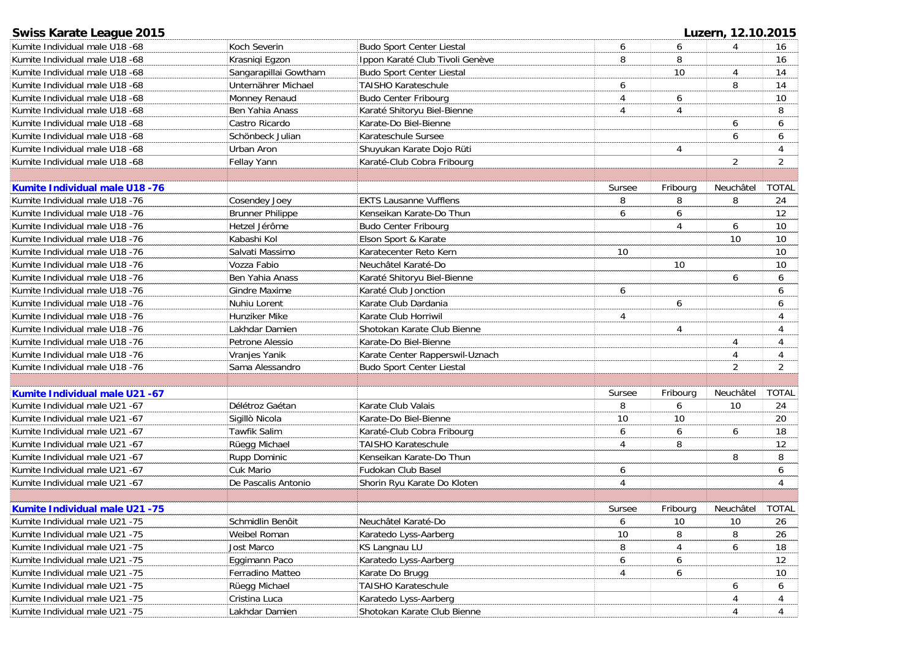## Swiss Karate League 2015

**Luzern, 12.10.2015**

| | | | | | | |
|---|---|---|---|---|---|---|
| Kumite Individual male U18 -68 | Koch Severin | Budo Sport Center Liestal | 6 | 6 | 4 | 16 |
| Kumite Individual male U18 -68 | Krasniqi Egzon | Ippon Karaté Club Tivoli Genève | 8 | 8 | | 16 |
| Kumite Individual male U18 -68 | Sangarapillai Gowtham | Budo Sport Center Liestal | | 10 | 4 | 14 |
| Kumite Individual male U18 -68 | Unternährer Michael | TAISHO Karateschule | 6 | | 8 | 14 |
| Kumite Individual male U18 -68 | Monney Renaud | Budo Center Fribourg | 4 | 6 | | 10 |
| Kumite Individual male U18 -68 | Ben Yahia Anass | Karaté Shitoryu Biel-Bienne | 4 | 4 | | 8 |
| Kumite Individual male U18 -68 | Castro Ricardo | Karate-Do Biel-Bienne | | | 6 | 6 |
| Kumite Individual male U18 -68 | Schönbeck Julian | Karateschule Sursee | | | 6 | 6 |
| Kumite Individual male U18 -68 | Urban Aron | Shuyukan Karate Dojo Rüti | | 4 | | 4 |
| Kumite Individual male U18 -68 | Fellay Yann | Karaté-Club Cobra Fribourg | | | 2 | 2 |

| **Kumite Individual male U18 -76** | | | Sursee | Fribourg | Neuchâtel | TOTAL |
|---|---|---|---|---|---|---|
| Kumite Individual male U18 -76 | Cosendey Joey | EKTS Lausanne Vufflens | 8 | 8 | 8 | 24 |
| Kumite Individual male U18 -76 | Brunner Philippe | Kenseikan Karate-Do Thun | 6 | 6 | | 12 |
| Kumite Individual male U18 -76 | Hetzel Jérôme | Budo Center Fribourg | | 4 | 6 | 10 |
| Kumite Individual male U18 -76 | Kabashi Kol | Elson Sport & Karate | | | 10 | 10 |
| Kumite Individual male U18 -76 | Salvati Massimo | Karatecenter Reto Kern | 10 | | | 10 |
| Kumite Individual male U18 -76 | Vozza Fabio | Neuchâtel Karaté-Do | | 10 | | 10 |
| Kumite Individual male U18 -76 | Ben Yahia Anass | Karaté Shitoryu Biel-Bienne | | | 6 | 6 |
| Kumite Individual male U18 -76 | Gindre Maxime | Karaté Club Jonction | 6 | | | 6 |
| Kumite Individual male U18 -76 | Nuhiu Lorent | Karate Club Dardania | | 6 | | 6 |
| Kumite Individual male U18 -76 | Hunziker Mike | Karate Club Horriwil | 4 | | | 4 |
| Kumite Individual male U18 -76 | Lakhdar Damien | Shotokan Karate Club Bienne | | 4 | | 4 |
| Kumite Individual male U18 -76 | Petrone Alessio | Karate-Do Biel-Bienne | | | 4 | 4 |
| Kumite Individual male U18 -76 | Vranjes Yanik | Karate Center Rapperswil-Uznach | | | 4 | 4 |
| Kumite Individual male U18 -76 | Sama Alessandro | Budo Sport Center Liestal | | | 2 | 2 |

| **Kumite Individual male U21 -67** | | | Sursee | Fribourg | Neuchâtel | TOTAL |
|---|---|---|---|---|---|---|
| Kumite Individual male U21 -67 | Délétroz Gaétan | Karate Club Valais | 8 | 6 | 10 | 24 |
| Kumite Individual male U21 -67 | Sigillò Nicola | Karate-Do Biel-Bienne | 10 | 10 | | 20 |
| Kumite Individual male U21 -67 | Tawfik Salim | Karaté-Club Cobra Fribourg | 6 | 6 | 6 | 18 |
| Kumite Individual male U21 -67 | Rüegg Michael | TAISHO Karateschule | 4 | 8 | | 12 |
| Kumite Individual male U21 -67 | Rupp Dominic | Kenseikan Karate-Do Thun | | | 8 | 8 |
| Kumite Individual male U21 -67 | Cuk Mario | Fudokan Club Basel | 6 | | | 6 |
| Kumite Individual male U21 -67 | De Pascalis Antonio | Shorin Ryu Karate Do Kloten | 4 | | | 4 |

| **Kumite Individual male U21 -75** | | | Sursee | Fribourg | Neuchâtel | TOTAL |
|---|---|---|---|---|---|---|
| Kumite Individual male U21 -75 | Schmidlin Benôit | Neuchâtel Karaté-Do | 6 | 10 | 10 | 26 |
| Kumite Individual male U21 -75 | Weibel Roman | Karatedo Lyss-Aarberg | 10 | 8 | 8 | 26 |
| Kumite Individual male U21 -75 | Jost Marco | KS Langnau LU | 8 | 4 | 6 | 18 |
| Kumite Individual male U21 -75 | Eggimann Paco | Karatedo Lyss-Aarberg | 6 | 6 | | 12 |
| Kumite Individual male U21 -75 | Ferradino Matteo | Karate Do Brugg | 4 | 6 | | 10 |
| Kumite Individual male U21 -75 | Rüegg Michael | TAISHO Karateschule | | | 6 | 6 |
| Kumite Individual male U21 -75 | Cristina Luca | Karatedo Lyss-Aarberg | | | 4 | 4 |
| Kumite Individual male U21 -75 | Lakhdar Damien | Shotokan Karate Club Bienne | | | 4 | 4 |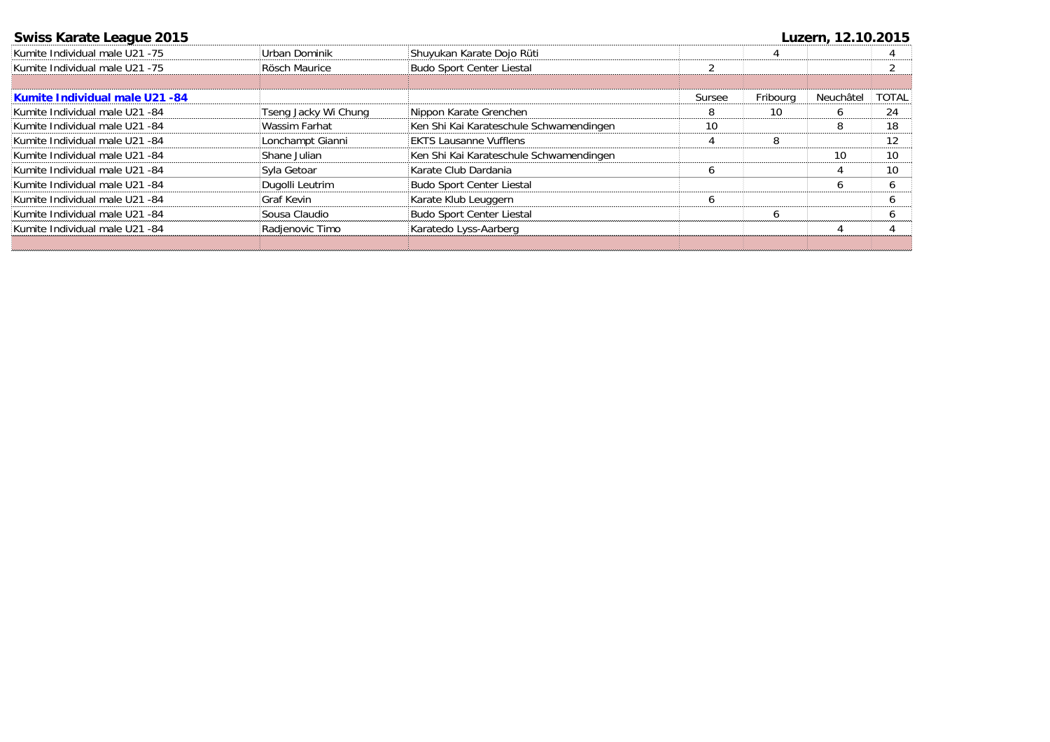**Swiss Karate League 2015** | **Luzern, 12.10.2015**

| | | | Sursee | Fribourg | Neuchâtel | TOTAL |
|---|---|---|---|---|---|---|
| Kumite Individual male U21 -75 | Urban Dominik | Shuyukan Karate Dojo Rüti | | 4 | | 4 |
| Kumite Individual male U21 -75 | Rösch Maurice | Budo Sport Center Liestal | 2 | | | 2 |
| | | | | | | |
| **Kumite Individual male U21 -84** | | | Sursee | Fribourg | Neuchâtel | TOTAL |
| Kumite Individual male U21 -84 | Tseng Jacky Wi Chung | Nippon Karate Grenchen | 8 | 10 | 6 | 24 |
| Kumite Individual male U21 -84 | Wassim Farhat | Ken Shi Kai Karateschule Schwamendingen | 10 | | 8 | 18 |
| Kumite Individual male U21 -84 | Lonchampt Gianni | EKTS Lausanne Vufflens | 4 | 8 | | 12 |
| Kumite Individual male U21 -84 | Shane Julian | Ken Shi Kai Karateschule Schwamendingen | | | 10 | 10 |
| Kumite Individual male U21 -84 | Syla Getoar | Karate Club Dardania | 6 | | 4 | 10 |
| Kumite Individual male U21 -84 | Dugolli Leutrim | Budo Sport Center Liestal | | | 6 | 6 |
| Kumite Individual male U21 -84 | Graf Kevin | Karate Klub Leuggern | 6 | | | 6 |
| Kumite Individual male U21 -84 | Sousa Claudio | Budo Sport Center Liestal | | 6 | | 6 |
| Kumite Individual male U21 -84 | Radjenovic Timo | Karatedo Lyss-Aarberg | | | 4 | 4 |